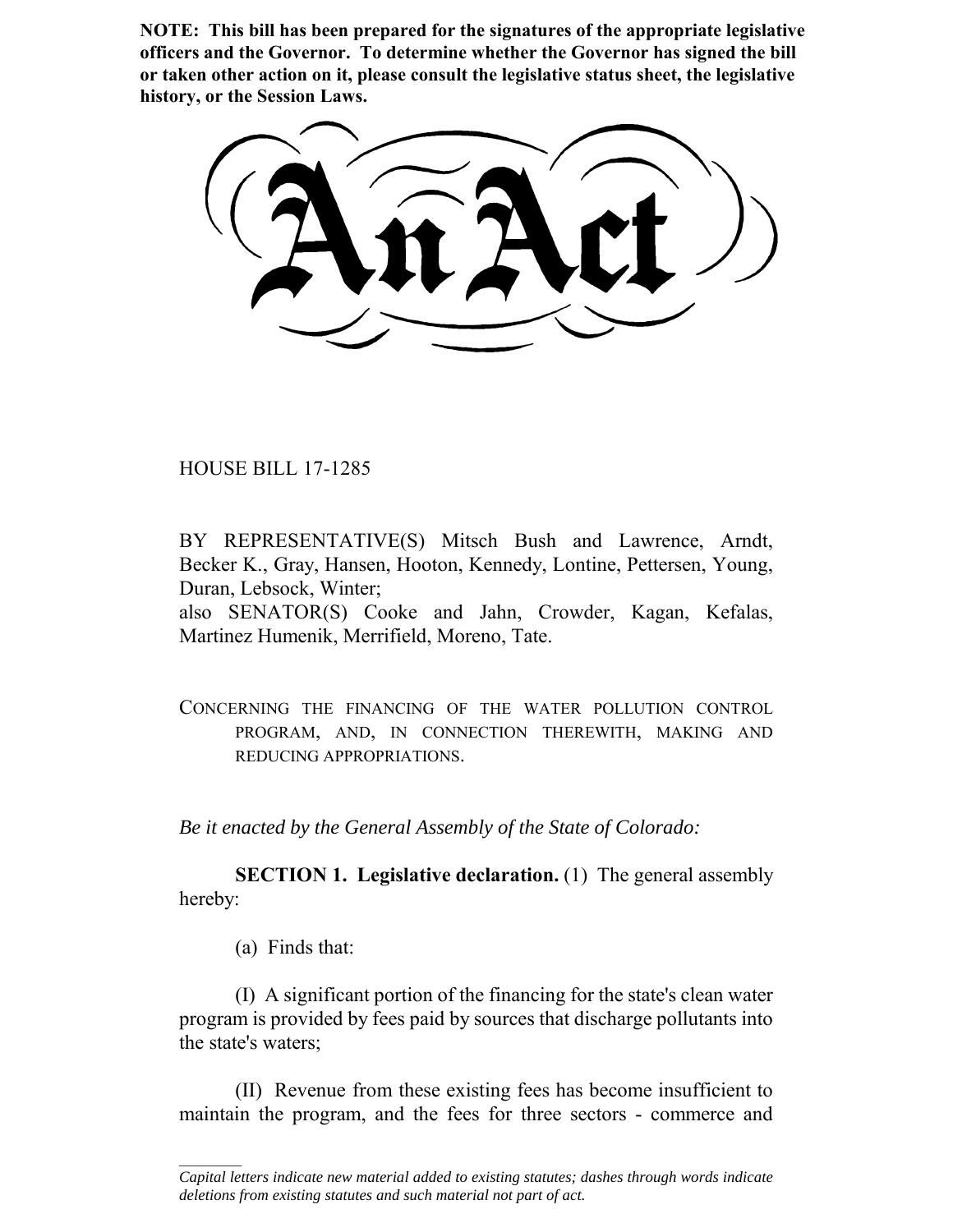**NOTE: This bill has been prepared for the signatures of the appropriate legislative officers and the Governor. To determine whether the Governor has signed the bill or taken other action on it, please consult the legislative status sheet, the legislative history, or the Session Laws.**

# An Act

HOUSE BILL 17-1285

BY REPRESENTATIVE(S) Mitsch Bush and Lawrence, Arndt, Becker K., Gray, Hansen, Hooton, Kennedy, Lontine, Pettersen, Young, Duran, Lebsock, Winter;
also SENATOR(S) Cooke and Jahn, Crowder, Kagan, Kefalas, Martinez Humenik, Merrifield, Moreno, Tate.

CONCERNING THE FINANCING OF THE WATER POLLUTION CONTROL PROGRAM, AND, IN CONNECTION THEREWITH, MAKING AND REDUCING APPROPRIATIONS.

*Be it enacted by the General Assembly of the State of Colorado:*

**SECTION 1. Legislative declaration.** (1) The general assembly hereby:

(a) Finds that:

(I) A significant portion of the financing for the state's clean water program is provided by fees paid by sources that discharge pollutants into the state's waters;

(II) Revenue from these existing fees has become insufficient to maintain the program, and the fees for three sectors - commerce and

*Capital letters indicate new material added to existing statutes; dashes through words indicate deletions from existing statutes and such material not part of act.*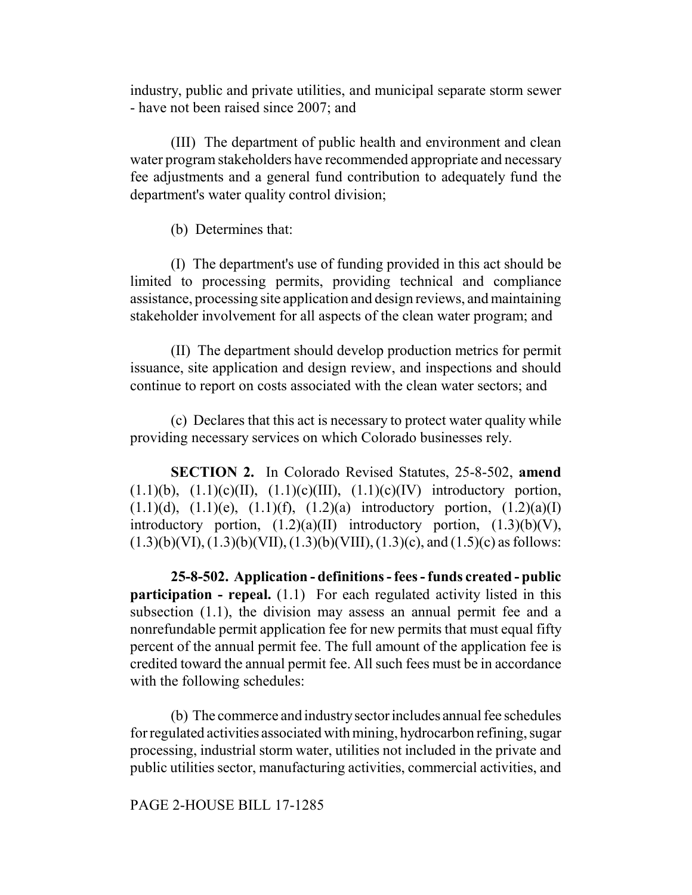industry, public and private utilities, and municipal separate storm sewer - have not been raised since 2007; and

(III) The department of public health and environment and clean water program stakeholders have recommended appropriate and necessary fee adjustments and a general fund contribution to adequately fund the department's water quality control division;

(b) Determines that:

(I) The department's use of funding provided in this act should be limited to processing permits, providing technical and compliance assistance, processing site application and design reviews, and maintaining stakeholder involvement for all aspects of the clean water program; and

(II) The department should develop production metrics for permit issuance, site application and design review, and inspections and should continue to report on costs associated with the clean water sectors; and

(c) Declares that this act is necessary to protect water quality while providing necessary services on which Colorado businesses rely.

**SECTION 2.** In Colorado Revised Statutes, 25-8-502, **amend** (1.1)(b), (1.1)(c)(II), (1.1)(c)(III), (1.1)(c)(IV) introductory portion, (1.1)(d), (1.1)(e), (1.1)(f), (1.2)(a) introductory portion, (1.2)(a)(I) introductory portion, (1.2)(a)(II) introductory portion, (1.3)(b)(V), (1.3)(b)(VI), (1.3)(b)(VII), (1.3)(b)(VIII), (1.3)(c), and (1.5)(c) as follows:

**25-8-502. Application - definitions - fees - funds created - public participation - repeal.** (1.1) For each regulated activity listed in this subsection (1.1), the division may assess an annual permit fee and a nonrefundable permit application fee for new permits that must equal fifty percent of the annual permit fee. The full amount of the application fee is credited toward the annual permit fee. All such fees must be in accordance with the following schedules:

(b) The commerce and industry sector includes annual fee schedules for regulated activities associated with mining, hydrocarbon refining, sugar processing, industrial storm water, utilities not included in the private and public utilities sector, manufacturing activities, commercial activities, and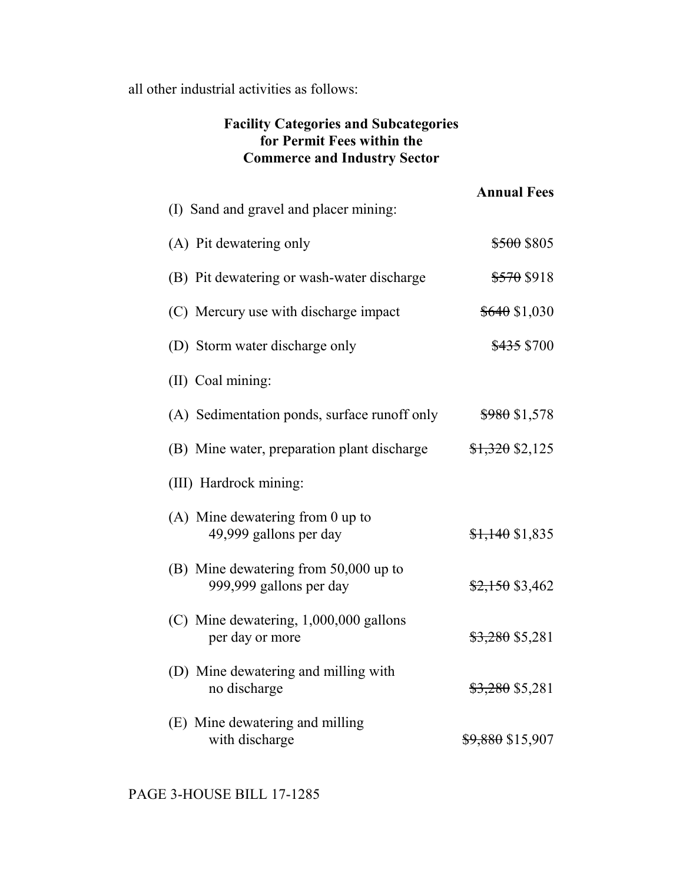all other industrial activities as follows:

**Facility Categories and Subcategories for Permit Fees within the Commerce and Industry Sector**

| | Annual Fees |
|---|---|
| (I) Sand and gravel and placer mining: | |
| (A) Pit dewatering only | ~~$500~~ $805 |
| (B) Pit dewatering or wash-water discharge | ~~$570~~ $918 |
| (C) Mercury use with discharge impact | ~~$640~~ $1,030 |
| (D) Storm water discharge only | ~~$435~~ $700 |
| (II) Coal mining: | |
| (A) Sedimentation ponds, surface runoff only | ~~$980~~ $1,578 |
| (B) Mine water, preparation plant discharge | ~~$1,320~~ $2,125 |
| (III) Hardrock mining: | |
| (A) Mine dewatering from 0 up to 49,999 gallons per day | ~~$1,140~~ $1,835 |
| (B) Mine dewatering from 50,000 up to 999,999 gallons per day | ~~$2,150~~ $3,462 |
| (C) Mine dewatering, 1,000,000 gallons per day or more | ~~$3,280~~ $5,281 |
| (D) Mine dewatering and milling with no discharge | ~~$3,280~~ $5,281 |
| (E) Mine dewatering and milling with discharge | ~~$9,880~~ $15,907 |

PAGE 3-HOUSE BILL 17-1285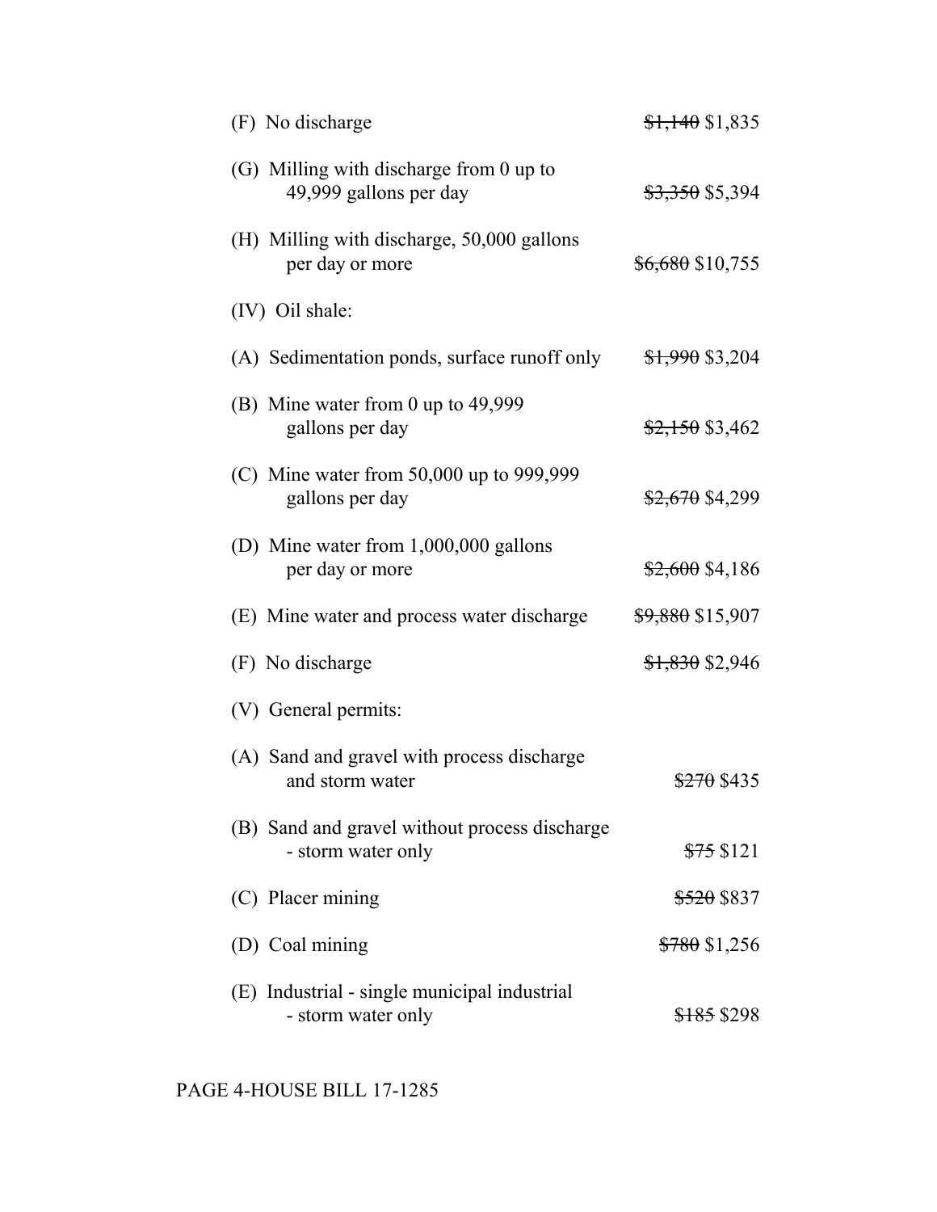(F) No discharge ~~$1,140~~ $1,835

(G) Milling with discharge from 0 up to 49,999 gallons per day ~~$3,350~~ $5,394

(H) Milling with discharge, 50,000 gallons per day or more ~~$6,680~~ $10,755

(IV) Oil shale:

(A) Sedimentation ponds, surface runoff only ~~$1,990~~ $3,204

(B) Mine water from 0 up to 49,999 gallons per day ~~$2,150~~ $3,462

(C) Mine water from 50,000 up to 999,999 gallons per day ~~$2,670~~ $4,299

(D) Mine water from 1,000,000 gallons per day or more ~~$2,600~~ $4,186

(E) Mine water and process water discharge ~~$9,880~~ $15,907

(F) No discharge ~~$1,830~~ $2,946

(V) General permits:

(A) Sand and gravel with process discharge and storm water ~~$270~~ $435

(B) Sand and gravel without process discharge - storm water only ~~$75~~ $121

(C) Placer mining ~~$520~~ $837

(D) Coal mining ~~$780~~ $1,256

(E) Industrial - single municipal industrial - storm water only ~~$185~~ $298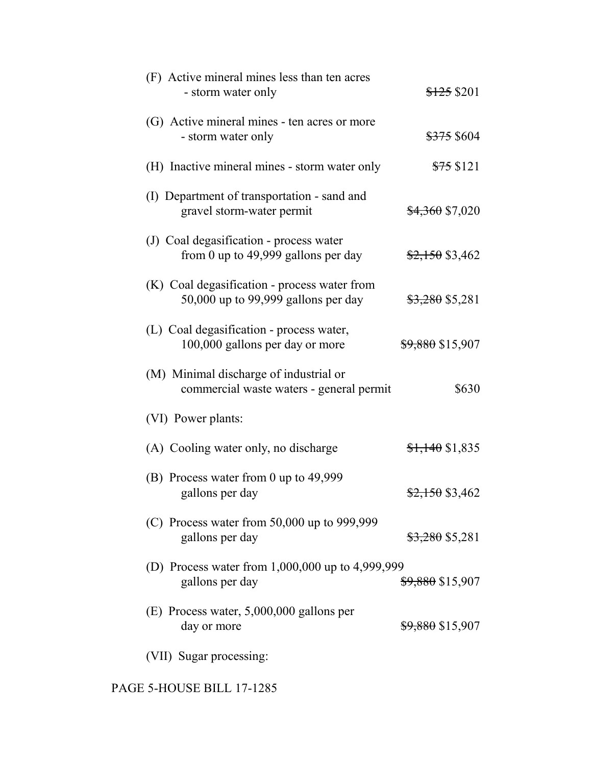(F) Active mineral mines less than ten acres - storm water only ~~$125~~ $201

(G) Active mineral mines - ten acres or more - storm water only ~~$375~~ $604

(H) Inactive mineral mines - storm water only ~~$75~~ $121

(I) Department of transportation - sand and gravel storm-water permit ~~$4,360~~ $7,020

(J) Coal degasification - process water from 0 up to 49,999 gallons per day ~~$2,150~~ $3,462

(K) Coal degasification - process water from 50,000 up to 99,999 gallons per day ~~$3,280~~ $5,281

(L) Coal degasification - process water, 100,000 gallons per day or more ~~$9,880~~ $15,907

(M) Minimal discharge of industrial or commercial waste waters - general permit $630

(VI) Power plants:

(A) Cooling water only, no discharge ~~$1,140~~ $1,835

(B) Process water from 0 up to 49,999 gallons per day ~~$2,150~~ $3,462

(C) Process water from 50,000 up to 999,999 gallons per day ~~$3,280~~ $5,281

(D) Process water from 1,000,000 up to 4,999,999 gallons per day ~~$9,880~~ $15,907

(E) Process water, 5,000,000 gallons per day or more ~~$9,880~~ $15,907

(VII) Sugar processing: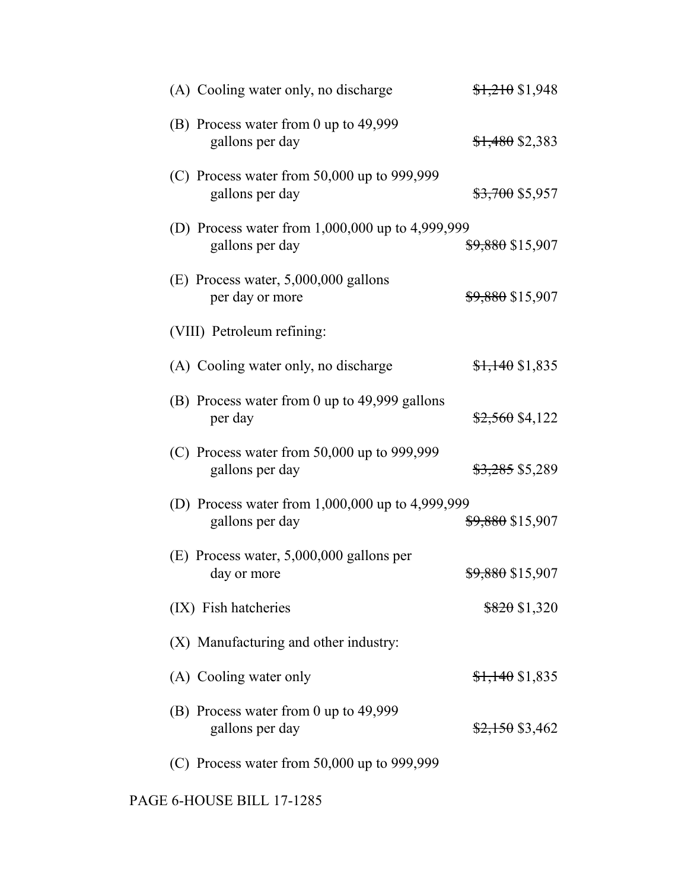(A) Cooling water only, no discharge ~~$1,210~~ $1,948

(B) Process water from 0 up to 49,999 gallons per day ~~$1,480~~ $2,383

(C) Process water from 50,000 up to 999,999 gallons per day ~~$3,700~~ $5,957

(D) Process water from 1,000,000 up to 4,999,999 gallons per day ~~$9,880~~ $15,907

(E) Process water, 5,000,000 gallons per day or more ~~$9,880~~ $15,907

(VIII) Petroleum refining:

(A) Cooling water only, no discharge ~~$1,140~~ $1,835

(B) Process water from 0 up to 49,999 gallons per day ~~$2,560~~ $4,122

(C) Process water from 50,000 up to 999,999 gallons per day ~~$3,285~~ $5,289

(D) Process water from 1,000,000 up to 4,999,999 gallons per day ~~$9,880~~ $15,907

(E) Process water, 5,000,000 gallons per day or more ~~$9,880~~ $15,907

(IX) Fish hatcheries ~~$820~~ $1,320

(X) Manufacturing and other industry:

(A) Cooling water only ~~$1,140~~ $1,835

(B) Process water from 0 up to 49,999 gallons per day ~~$2,150~~ $3,462

(C) Process water from 50,000 up to 999,999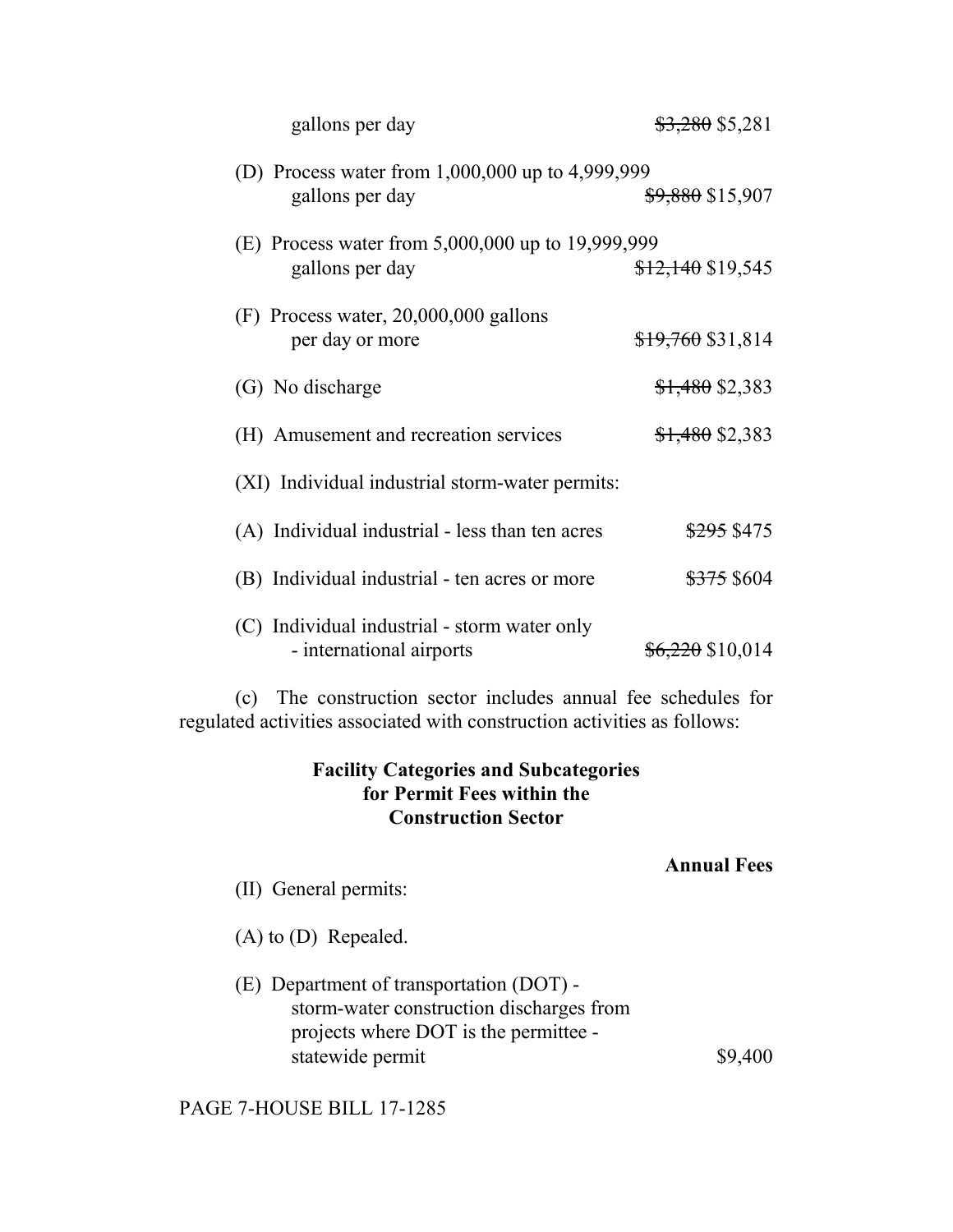gallons per day ~~$3,280~~ $5,281

(D) Process water from 1,000,000 up to 4,999,999 gallons per day ~~$9,880~~ $15,907

(E) Process water from 5,000,000 up to 19,999,999 gallons per day ~~$12,140~~ $19,545

(F) Process water, 20,000,000 gallons per day or more ~~$19,760~~ $31,814

(G) No discharge ~~$1,480~~ $2,383

(H) Amusement and recreation services ~~$1,480~~ $2,383

(XI) Individual industrial storm-water permits:

(A) Individual industrial - less than ten acres ~~$295~~ $475

(B) Individual industrial - ten acres or more ~~$375~~ $604

(C) Individual industrial - storm water only - international airports ~~$6,220~~ $10,014

(c) The construction sector includes annual fee schedules for regulated activities associated with construction activities as follows:

**Facility Categories and Subcategories for Permit Fees within the Construction Sector**

**Annual Fees**

(II) General permits:

(A) to (D) Repealed.

(E) Department of transportation (DOT) - storm-water construction discharges from projects where DOT is the permittee - statewide permit $9,400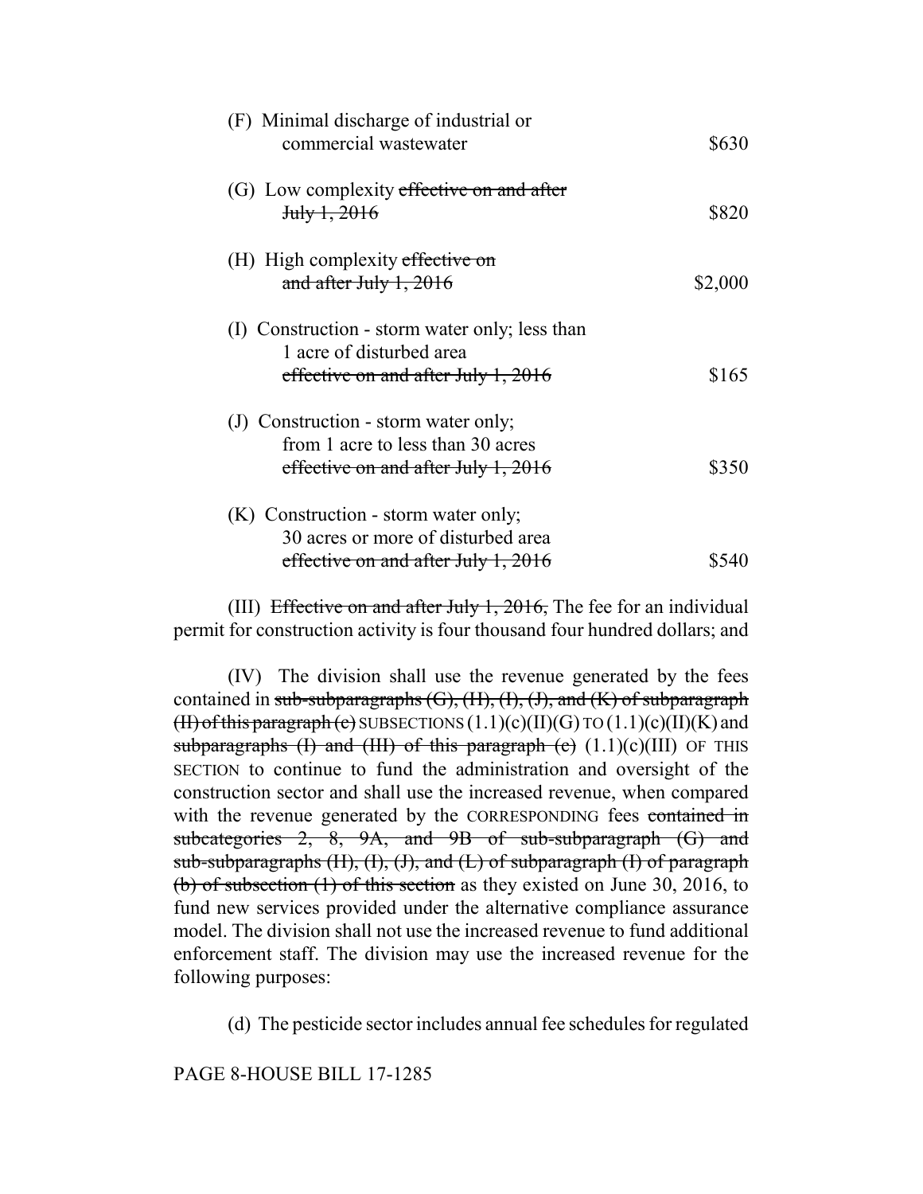| | |
|---|---|
| (F) Minimal discharge of industrial or commercial wastewater | \$630 |
| (G) Low complexity ~~effective on and after July 1, 2016~~ | \$820 |
| (H) High complexity ~~effective on and after July 1, 2016~~ | \$2,000 |
| (I) Construction - storm water only; less than 1 acre of disturbed area ~~effective on and after July 1, 2016~~ | \$165 |
| (J) Construction - storm water only; from 1 acre to less than 30 acres ~~effective on and after July 1, 2016~~ | \$350 |
| (K) Construction - storm water only; 30 acres or more of disturbed area ~~effective on and after July 1, 2016~~ | \$540 |

(III) ~~Effective on and after July 1, 2016,~~ The fee for an individual permit for construction activity is four thousand four hundred dollars; and

(IV) The division shall use the revenue generated by the fees contained in ~~sub-subparagraphs (G), (H), (I), (J), and (K) of subparagraph (II) of this paragraph (c)~~ SUBSECTIONS (1.1)(c)(II)(G) TO (1.1)(c)(II)(K) and ~~subparagraphs (I) and (III) of this paragraph (c)~~ (1.1)(c)(III) OF THIS SECTION to continue to fund the administration and oversight of the construction sector and shall use the increased revenue, when compared with the revenue generated by the CORRESPONDING fees ~~contained in subcategories 2, 8, 9A, and 9B of sub-subparagraph (G) and sub-subparagraphs (H), (I), (J), and (L) of subparagraph (I) of paragraph (b) of subsection (1) of this section~~ as they existed on June 30, 2016, to fund new services provided under the alternative compliance assurance model. The division shall not use the increased revenue to fund additional enforcement staff. The division may use the increased revenue for the following purposes:

(d) The pesticide sector includes annual fee schedules for regulated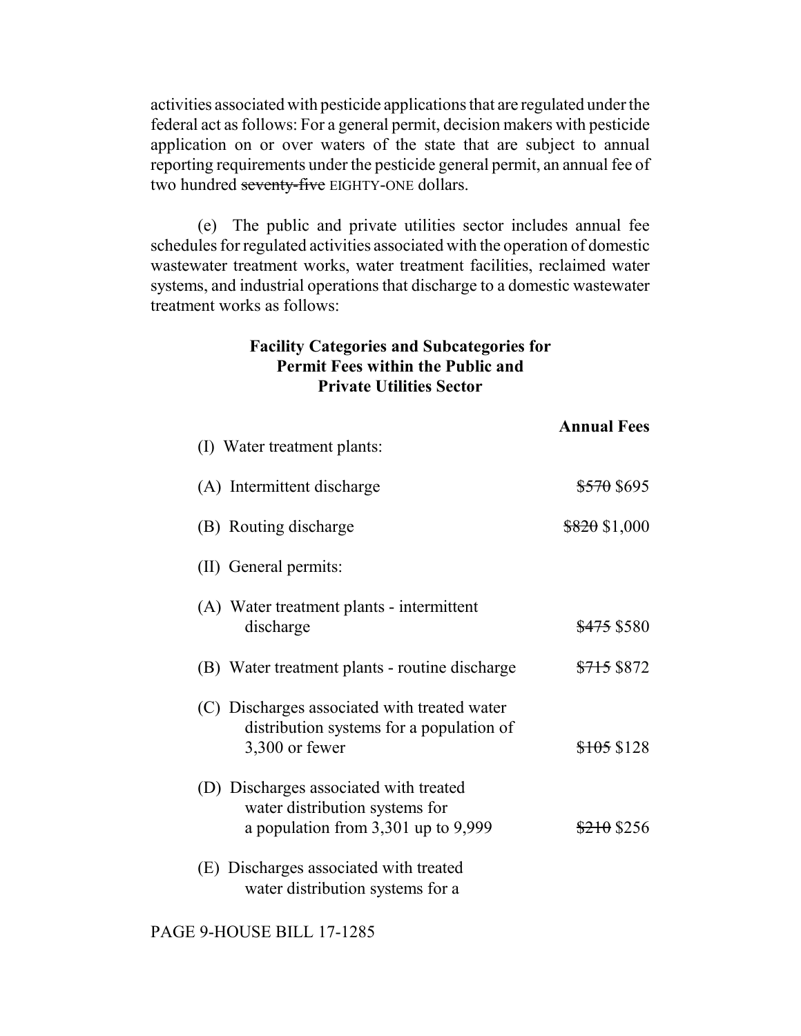activities associated with pesticide applications that are regulated under the federal act as follows: For a general permit, decision makers with pesticide application on or over waters of the state that are subject to annual reporting requirements under the pesticide general permit, an annual fee of two hundred ~~seventy-five~~ EIGHTY-ONE dollars.

(e) The public and private utilities sector includes annual fee schedules for regulated activities associated with the operation of domestic wastewater treatment works, water treatment facilities, reclaimed water systems, and industrial operations that discharge to a domestic wastewater treatment works as follows:

**Facility Categories and Subcategories for Permit Fees within the Public and Private Utilities Sector**

| | **Annual Fees** |
|---|---|
| (I) Water treatment plants: | |
| (A) Intermittent discharge | ~~$570~~ $695 |
| (B) Routing discharge | ~~$820~~ $1,000 |
| (II) General permits: | |
| (A) Water treatment plants - intermittent discharge | ~~$475~~ $580 |
| (B) Water treatment plants - routine discharge | ~~$715~~ $872 |
| (C) Discharges associated with treated water distribution systems for a population of 3,300 or fewer | ~~$105~~ $128 |
| (D) Discharges associated with treated water distribution systems for a population from 3,301 up to 9,999 | ~~$210~~ $256 |
| (E) Discharges associated with treated water distribution systems for a | |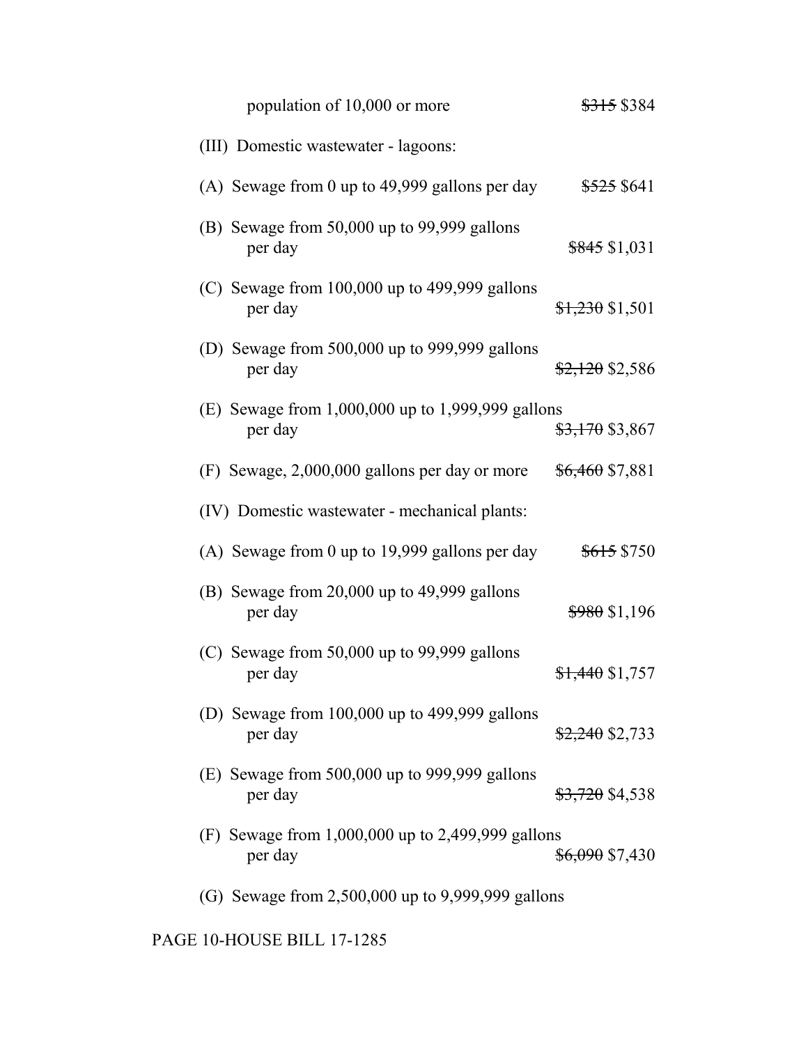population of 10,000 or more ~~$315~~ $384

(III) Domestic wastewater - lagoons:

(A) Sewage from 0 up to 49,999 gallons per day ~~$525~~ $641

(B) Sewage from 50,000 up to 99,999 gallons per day ~~$845~~ $1,031

(C) Sewage from 100,000 up to 499,999 gallons per day ~~$1,230~~ $1,501

(D) Sewage from 500,000 up to 999,999 gallons per day ~~$2,120~~ $2,586

(E) Sewage from 1,000,000 up to 1,999,999 gallons per day ~~$3,170~~ $3,867

(F) Sewage, 2,000,000 gallons per day or more ~~$6,460~~ $7,881

(IV) Domestic wastewater - mechanical plants:

(A) Sewage from 0 up to 19,999 gallons per day ~~$615~~ $750

(B) Sewage from 20,000 up to 49,999 gallons per day ~~$980~~ $1,196

(C) Sewage from 50,000 up to 99,999 gallons per day ~~$1,440~~ $1,757

(D) Sewage from 100,000 up to 499,999 gallons per day ~~$2,240~~ $2,733

(E) Sewage from 500,000 up to 999,999 gallons per day ~~$3,720~~ $4,538

(F) Sewage from 1,000,000 up to 2,499,999 gallons per day ~~$6,090~~ $7,430

(G) Sewage from 2,500,000 up to 9,999,999 gallons

PAGE 10-HOUSE BILL 17-1285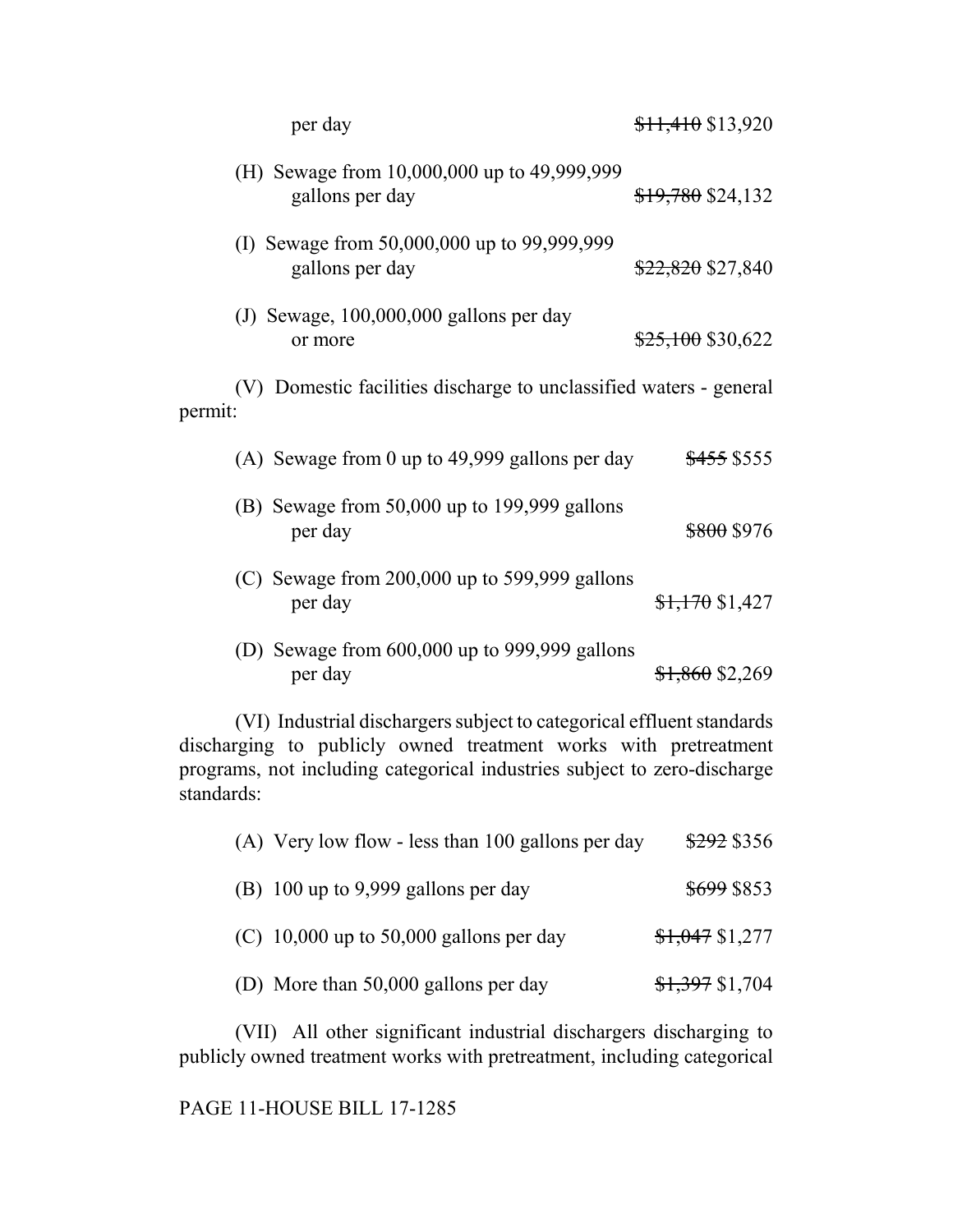per day ~~$11,410~~ $13,920

(H) Sewage from 10,000,000 up to 49,999,999 gallons per day ~~$19,780~~ $24,132

(I) Sewage from 50,000,000 up to 99,999,999 gallons per day ~~$22,820~~ $27,840

(J) Sewage, 100,000,000 gallons per day or more ~~$25,100~~ $30,622

(V) Domestic facilities discharge to unclassified waters - general permit:

(A) Sewage from 0 up to 49,999 gallons per day ~~$455~~ $555

(B) Sewage from 50,000 up to 199,999 gallons per day ~~$800~~ $976

(C) Sewage from 200,000 up to 599,999 gallons per day ~~$1,170~~ $1,427

(D) Sewage from 600,000 up to 999,999 gallons per day ~~$1,860~~ $2,269

(VI) Industrial dischargers subject to categorical effluent standards discharging to publicly owned treatment works with pretreatment programs, not including categorical industries subject to zero-discharge standards:

(A) Very low flow - less than 100 gallons per day ~~$292~~ $356

(B) 100 up to 9,999 gallons per day ~~$699~~ $853

(C) 10,000 up to 50,000 gallons per day ~~$1,047~~ $1,277

(D) More than 50,000 gallons per day ~~$1,397~~ $1,704

(VII) All other significant industrial dischargers discharging to publicly owned treatment works with pretreatment, including categorical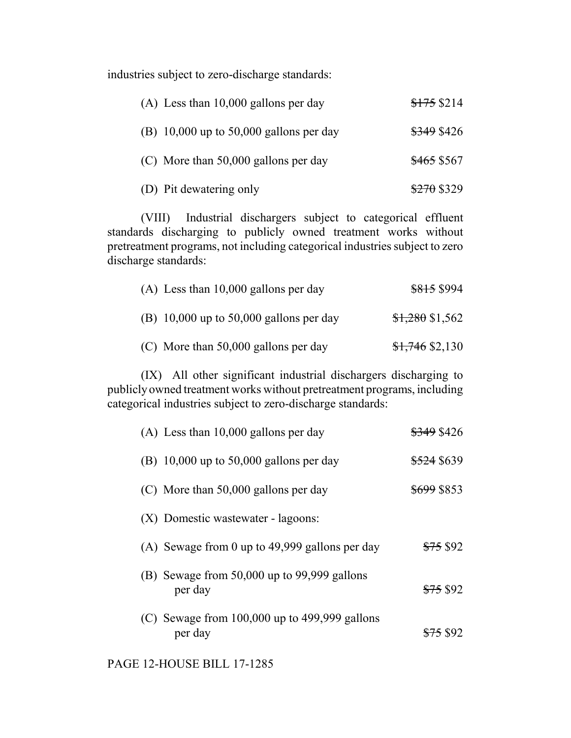industries subject to zero-discharge standards:

| | |
|---|---|
| (A) Less than 10,000 gallons per day | ~~$175~~ $214 |
| (B) 10,000 up to 50,000 gallons per day | ~~$349~~ $426 |
| (C) More than 50,000 gallons per day | ~~$465~~ $567 |
| (D) Pit dewatering only | ~~$270~~ $329 |

(VIII) Industrial dischargers subject to categorical effluent standards discharging to publicly owned treatment works without pretreatment programs, not including categorical industries subject to zero discharge standards:

| | |
|---|---|
| (A) Less than 10,000 gallons per day | ~~$815~~ $994 |
| (B) 10,000 up to 50,000 gallons per day | ~~$1,280~~ $1,562 |
| (C) More than 50,000 gallons per day | ~~$1,746~~ $2,130 |

(IX) All other significant industrial dischargers discharging to publicly owned treatment works without pretreatment programs, including categorical industries subject to zero-discharge standards:

| | |
|---|---|
| (A) Less than 10,000 gallons per day | ~~$349~~ $426 |
| (B) 10,000 up to 50,000 gallons per day | ~~$524~~ $639 |
| (C) More than 50,000 gallons per day | ~~$699~~ $853 |

(X) Domestic wastewater - lagoons:

| | |
|---|---|
| (A) Sewage from 0 up to 49,999 gallons per day | ~~$75~~ $92 |
| (B) Sewage from 50,000 up to 99,999 gallons per day | ~~$75~~ $92 |
| (C) Sewage from 100,000 up to 499,999 gallons per day | ~~$75~~ $92 |

PAGE 12-HOUSE BILL 17-1285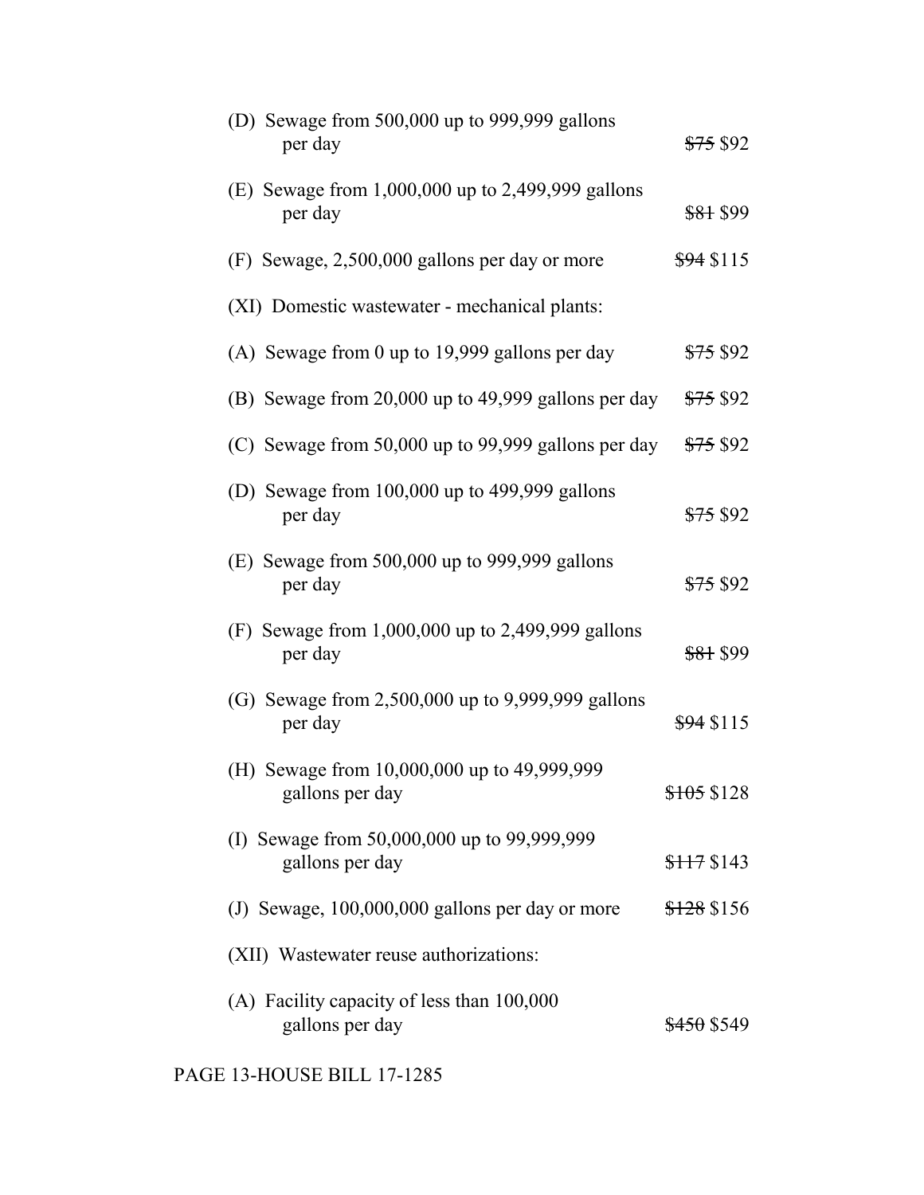(D) Sewage from 500,000 up to 999,999 gallons per day ~~$75~~ $92

(E) Sewage from 1,000,000 up to 2,499,999 gallons per day ~~$81~~ $99

(F) Sewage, 2,500,000 gallons per day or more ~~$94~~ $115

(XI) Domestic wastewater - mechanical plants:

(A) Sewage from 0 up to 19,999 gallons per day ~~$75~~ $92

(B) Sewage from 20,000 up to 49,999 gallons per day ~~$75~~ $92

(C) Sewage from 50,000 up to 99,999 gallons per day ~~$75~~ $92

(D) Sewage from 100,000 up to 499,999 gallons per day ~~$75~~ $92

(E) Sewage from 500,000 up to 999,999 gallons per day ~~$75~~ $92

(F) Sewage from 1,000,000 up to 2,499,999 gallons per day ~~$81~~ $99

(G) Sewage from 2,500,000 up to 9,999,999 gallons per day ~~$94~~ $115

(H) Sewage from 10,000,000 up to 49,999,999 gallons per day ~~$105~~ $128

(I) Sewage from 50,000,000 up to 99,999,999 gallons per day ~~$117~~ $143

(J) Sewage, 100,000,000 gallons per day or more ~~$128~~ $156

(XII) Wastewater reuse authorizations:

(A) Facility capacity of less than 100,000 gallons per day ~~$450~~ $549

PAGE 13-HOUSE BILL 17-1285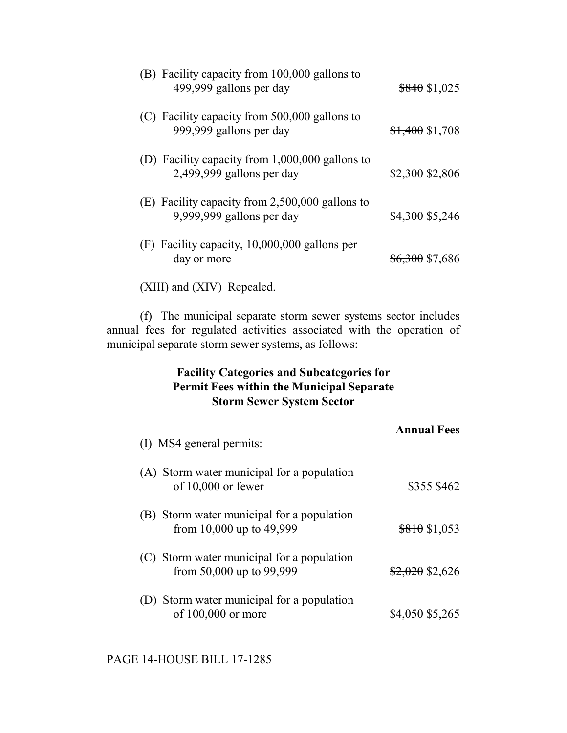(B) Facility capacity from 100,000 gallons to 499,999 gallons per day ~~$840~~ $1,025

(C) Facility capacity from 500,000 gallons to 999,999 gallons per day ~~$1,400~~ $1,708

(D) Facility capacity from 1,000,000 gallons to 2,499,999 gallons per day ~~$2,300~~ $2,806

(E) Facility capacity from 2,500,000 gallons to 9,999,999 gallons per day ~~$4,300~~ $5,246

(F) Facility capacity, 10,000,000 gallons per day or more ~~$6,300~~ $7,686

(XIII) and (XIV) Repealed.

(f) The municipal separate storm sewer systems sector includes annual fees for regulated activities associated with the operation of municipal separate storm sewer systems, as follows:

**Facility Categories and Subcategories for Permit Fees within the Municipal Separate Storm Sewer System Sector**

**Annual Fees**

(I) MS4 general permits:

(A) Storm water municipal for a population of 10,000 or fewer ~~$355~~ $462

(B) Storm water municipal for a population from 10,000 up to 49,999 ~~$810~~ $1,053

(C) Storm water municipal for a population from 50,000 up to 99,999 ~~$2,020~~ $2,626

(D) Storm water municipal for a population of 100,000 or more ~~$4,050~~ $5,265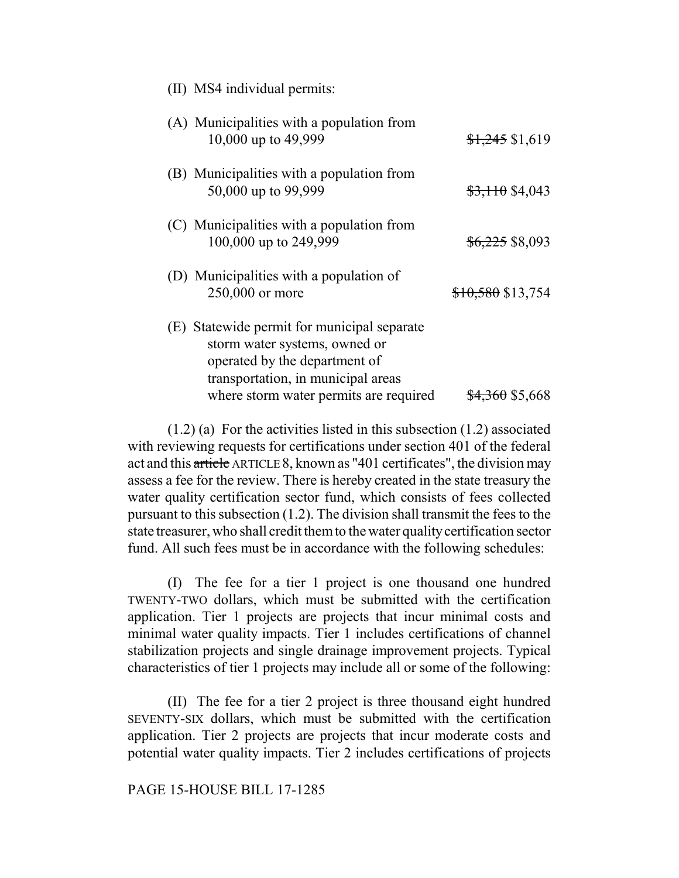(II) MS4 individual permits:

| | |
|---|---|
| (A) Municipalities with a population from 10,000 up to 49,999 | ~~$1,245~~ $1,619 |
| (B) Municipalities with a population from 50,000 up to 99,999 | ~~$3,110~~ $4,043 |
| (C) Municipalities with a population from 100,000 up to 249,999 | ~~$6,225~~ $8,093 |
| (D) Municipalities with a population of 250,000 or more | ~~$10,580~~ $13,754 |
| (E) Statewide permit for municipal separate storm water systems, owned or operated by the department of transportation, in municipal areas where storm water permits are required | ~~$4,360~~ $5,668 |

(1.2) (a) For the activities listed in this subsection (1.2) associated with reviewing requests for certifications under section 401 of the federal act and this ~~article~~ ARTICLE 8, known as "401 certificates", the division may assess a fee for the review. There is hereby created in the state treasury the water quality certification sector fund, which consists of fees collected pursuant to this subsection (1.2). The division shall transmit the fees to the state treasurer, who shall credit them to the water quality certification sector fund. All such fees must be in accordance with the following schedules:

(I) The fee for a tier 1 project is one thousand one hundred TWENTY-TWO dollars, which must be submitted with the certification application. Tier 1 projects are projects that incur minimal costs and minimal water quality impacts. Tier 1 includes certifications of channel stabilization projects and single drainage improvement projects. Typical characteristics of tier 1 projects may include all or some of the following:

(II) The fee for a tier 2 project is three thousand eight hundred SEVENTY-SIX dollars, which must be submitted with the certification application. Tier 2 projects are projects that incur moderate costs and potential water quality impacts. Tier 2 includes certifications of projects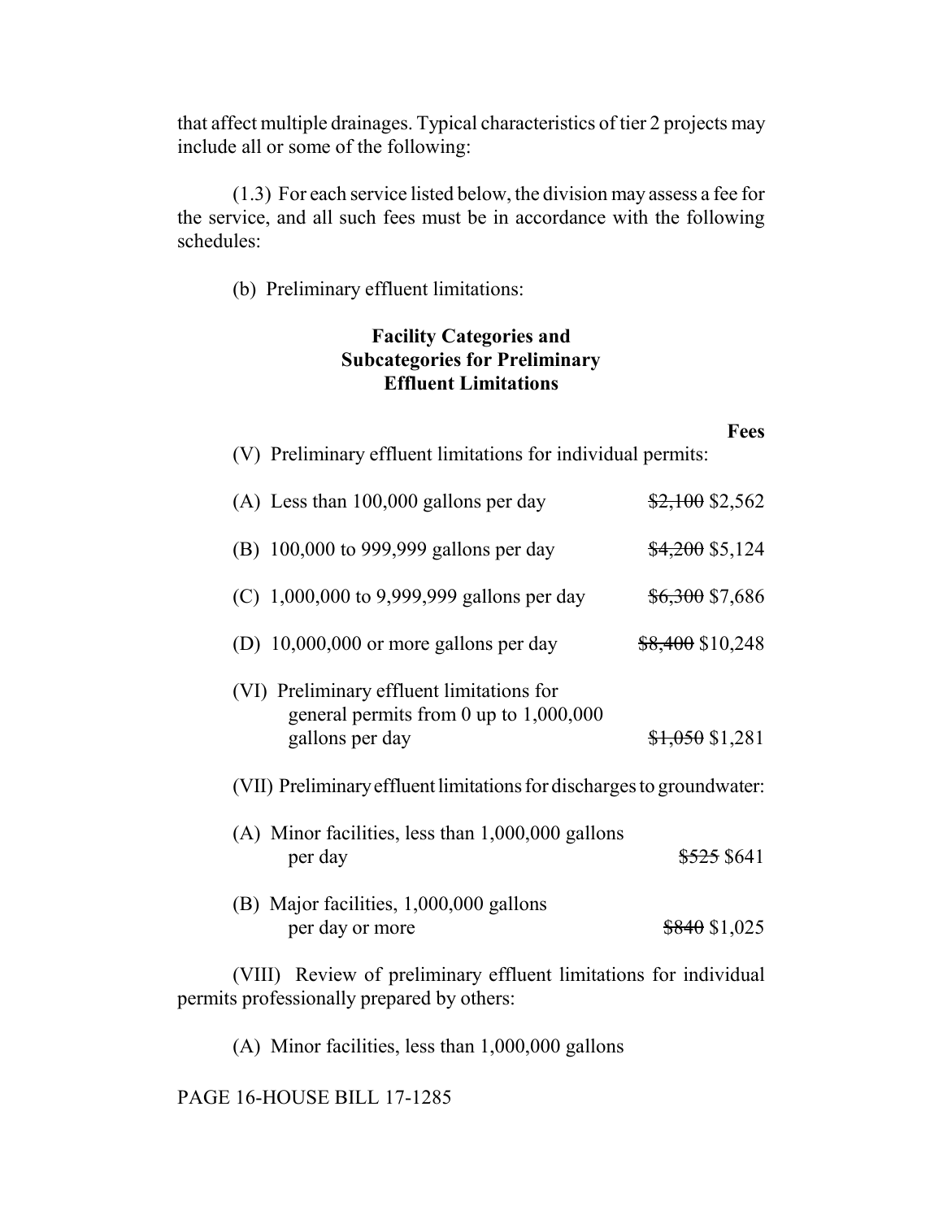that affect multiple drainages. Typical characteristics of tier 2 projects may include all or some of the following:

(1.3) For each service listed below, the division may assess a fee for the service, and all such fees must be in accordance with the following schedules:

(b) Preliminary effluent limitations:

**Facility Categories and Subcategories for Preliminary Effluent Limitations**

| | Fees |
|---|---|
| (V) Preliminary effluent limitations for individual permits: | |
| (A) Less than 100,000 gallons per day | ~~$2,100~~ $2,562 |
| (B) 100,000 to 999,999 gallons per day | ~~$4,200~~ $5,124 |
| (C) 1,000,000 to 9,999,999 gallons per day | ~~$6,300~~ $7,686 |
| (D) 10,000,000 or more gallons per day | ~~$8,400~~ $10,248 |
| (VI) Preliminary effluent limitations for general permits from 0 up to 1,000,000 gallons per day | ~~$1,050~~ $1,281 |
| (VII) Preliminary effluent limitations for discharges to groundwater: | |
| (A) Minor facilities, less than 1,000,000 gallons per day | ~~$525~~ $641 |
| (B) Major facilities, 1,000,000 gallons per day or more | ~~$840~~ $1,025 |

(VIII) Review of preliminary effluent limitations for individual permits professionally prepared by others:

(A) Minor facilities, less than 1,000,000 gallons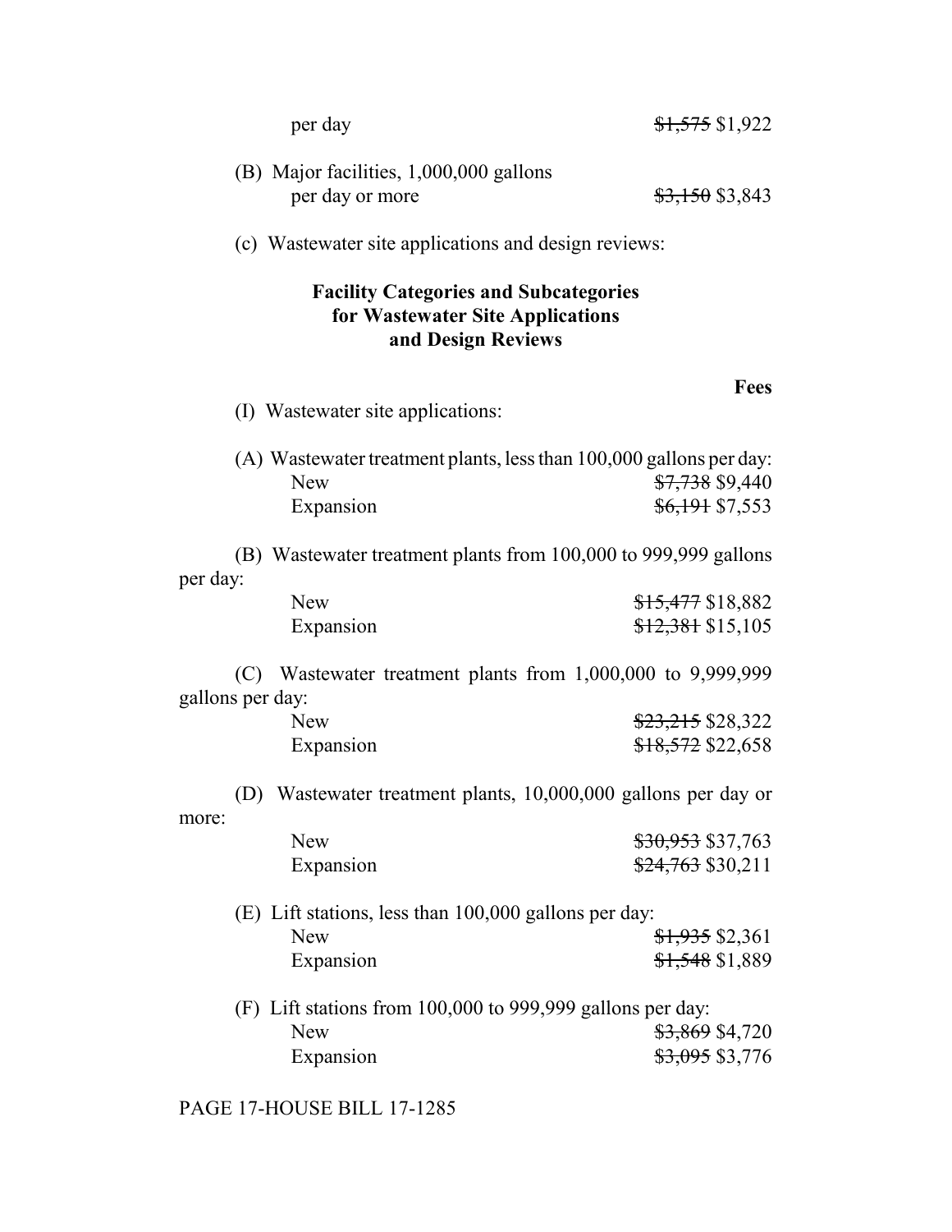per day ~~$1,575~~ $1,922

(B) Major facilities, 1,000,000 gallons per day or more ~~$3,150~~ $3,843

(c) Wastewater site applications and design reviews:

**Facility Categories and Subcategories for Wastewater Site Applications and Design Reviews**

**Fees**

(I) Wastewater site applications:

(A) Wastewater treatment plants, less than 100,000 gallons per day:

| | |
|---|---|
| New | ~~$7,738~~ $9,440 |
| Expansion | ~~$6,191~~ $7,553 |

(B) Wastewater treatment plants from 100,000 to 999,999 gallons per day:

| | |
|---|---|
| New | ~~$15,477~~ $18,882 |
| Expansion | ~~$12,381~~ $15,105 |

(C) Wastewater treatment plants from 1,000,000 to 9,999,999 gallons per day:

| | |
|---|---|
| New | ~~$23,215~~ $28,322 |
| Expansion | ~~$18,572~~ $22,658 |

(D) Wastewater treatment plants, 10,000,000 gallons per day or more:

| | |
|---|---|
| New | ~~$30,953~~ $37,763 |
| Expansion | ~~$24,763~~ $30,211 |

(E) Lift stations, less than 100,000 gallons per day:

| | |
|---|---|
| New | ~~$1,935~~ $2,361 |
| Expansion | ~~$1,548~~ $1,889 |

(F) Lift stations from 100,000 to 999,999 gallons per day:

| | |
|---|---|
| New | ~~$3,869~~ $4,720 |
| Expansion | ~~$3,095~~ $3,776 |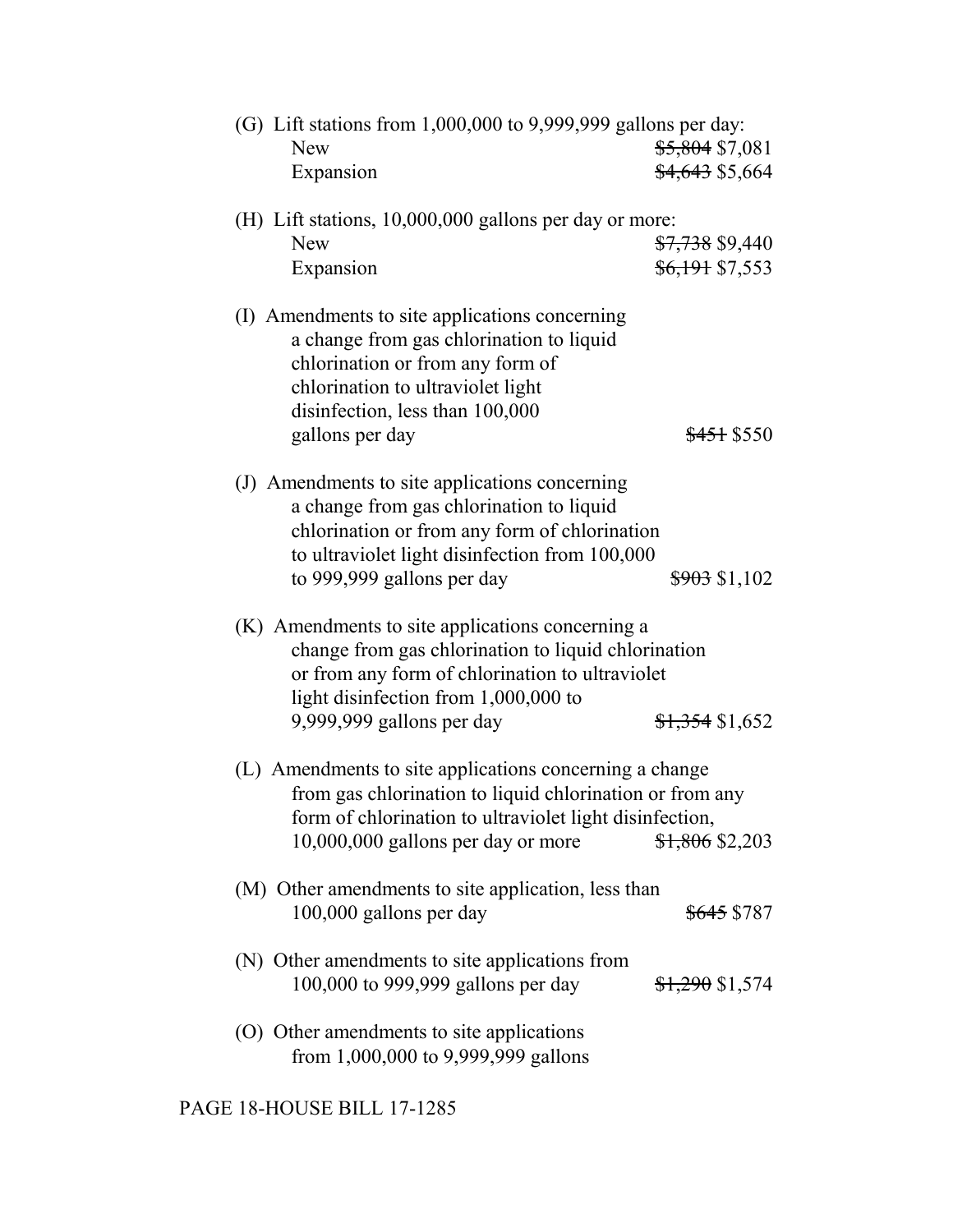(G) Lift stations from 1,000,000 to 9,999,999 gallons per day:

New ~~$5,804~~ $7,081

Expansion ~~$4,643~~ $5,664

(H) Lift stations, 10,000,000 gallons per day or more:

New ~~$7,738~~ $9,440

Expansion ~~$6,191~~ $7,553

(I) Amendments to site applications concerning a change from gas chlorination to liquid chlorination or from any form of chlorination to ultraviolet light disinfection, less than 100,000 gallons per day ~~$451~~ $550

(J) Amendments to site applications concerning a change from gas chlorination to liquid chlorination or from any form of chlorination to ultraviolet light disinfection from 100,000 to 999,999 gallons per day ~~$903~~ $1,102

(K) Amendments to site applications concerning a change from gas chlorination to liquid chlorination or from any form of chlorination to ultraviolet light disinfection from 1,000,000 to 9,999,999 gallons per day ~~$1,354~~ $1,652

(L) Amendments to site applications concerning a change from gas chlorination to liquid chlorination or from any form of chlorination to ultraviolet light disinfection, 10,000,000 gallons per day or more ~~$1,806~~ $2,203

(M) Other amendments to site application, less than 100,000 gallons per day ~~$645~~ $787

(N) Other amendments to site applications from 100,000 to 999,999 gallons per day ~~$1,290~~ $1,574

(O) Other amendments to site applications from 1,000,000 to 9,999,999 gallons

PAGE 18-HOUSE BILL 17-1285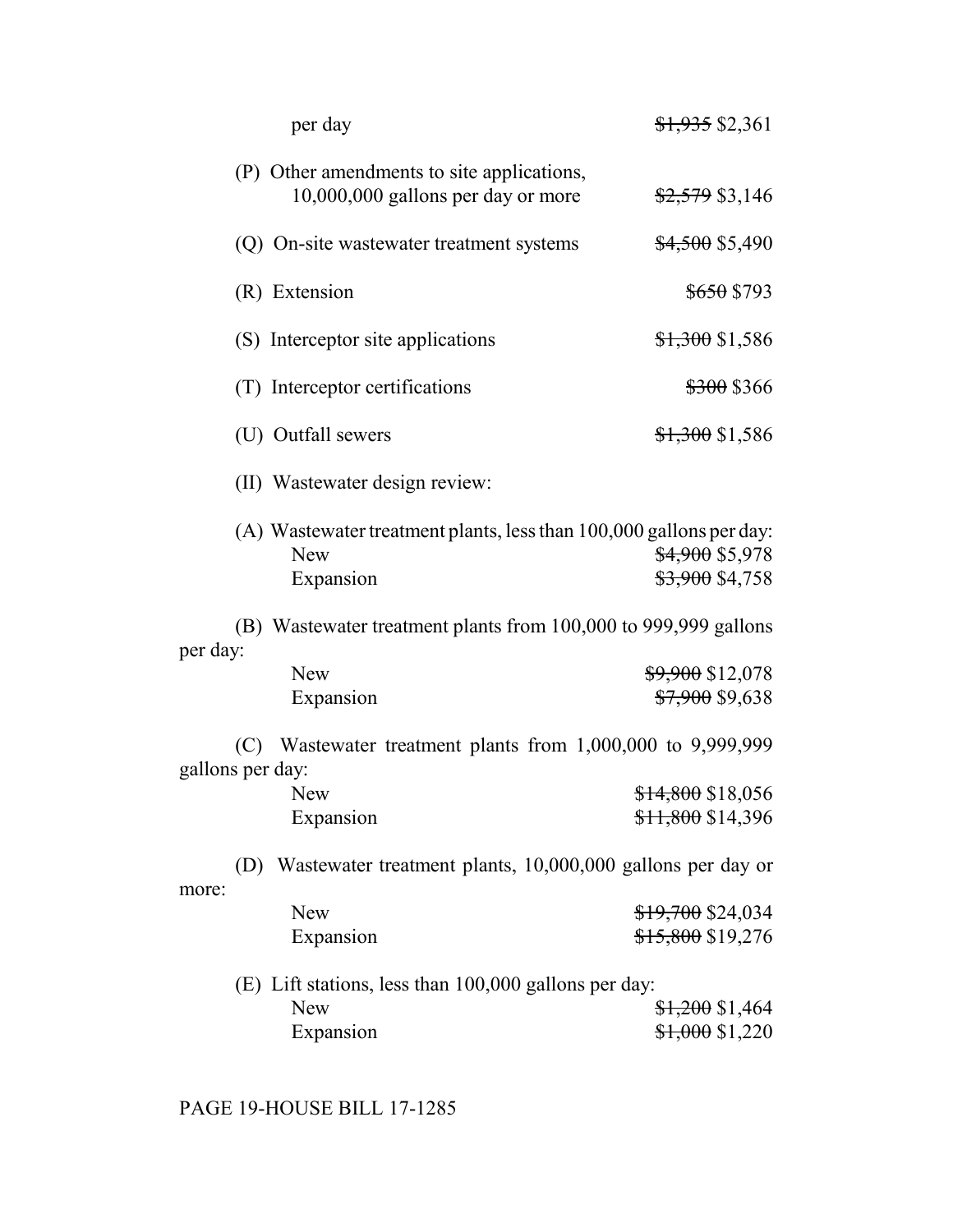per day ~~$1,935~~ $2,361

(P) Other amendments to site applications, 10,000,000 gallons per day or more ~~$2,579~~ $3,146

(Q) On-site wastewater treatment systems ~~$4,500~~ $5,490

(R) Extension ~~$650~~ $793

(S) Interceptor site applications ~~$1,300~~ $1,586

(T) Interceptor certifications ~~$300~~ $366

(U) Outfall sewers ~~$1,300~~ $1,586

(II) Wastewater design review:

(A) Wastewater treatment plants, less than 100,000 gallons per day:

New ~~$4,900~~ $5,978

Expansion ~~$3,900~~ $4,758

(B) Wastewater treatment plants from 100,000 to 999,999 gallons per day:

New ~~$9,900~~ $12,078

Expansion ~~$7,900~~ $9,638

(C) Wastewater treatment plants from 1,000,000 to 9,999,999 gallons per day:

New ~~$14,800~~ $18,056

Expansion ~~$11,800~~ $14,396

(D) Wastewater treatment plants, 10,000,000 gallons per day or more:

New ~~$19,700~~ $24,034

Expansion ~~$15,800~~ $19,276

(E) Lift stations, less than 100,000 gallons per day:

New ~~$1,200~~ $1,464

Expansion ~~$1,000~~ $1,220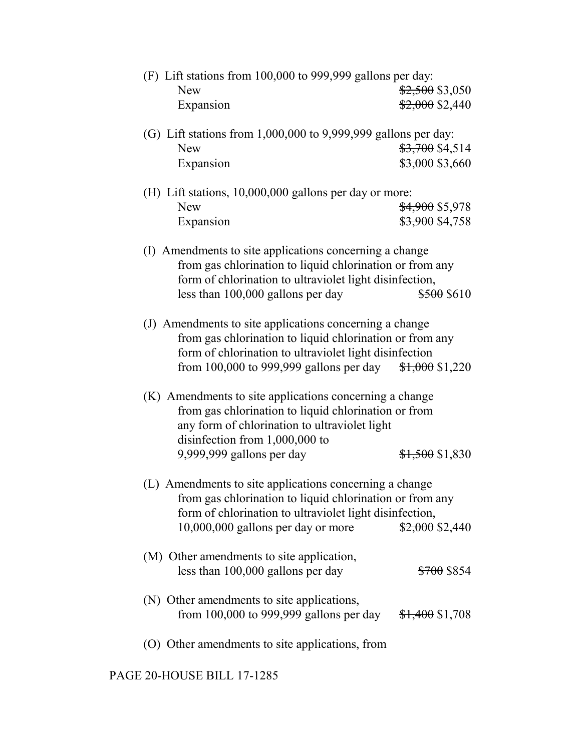(F) Lift stations from 100,000 to 999,999 gallons per day:

| | |
|---|---|
| New | ~~$2,500~~ $3,050 |
| Expansion | ~~$2,000~~ $2,440 |

(G) Lift stations from 1,000,000 to 9,999,999 gallons per day:

| | |
|---|---|
| New | ~~$3,700~~ $4,514 |
| Expansion | ~~$3,000~~ $3,660 |

(H) Lift stations, 10,000,000 gallons per day or more:

| | |
|---|---|
| New | ~~$4,900~~ $5,978 |
| Expansion | ~~$3,900~~ $4,758 |

(I) Amendments to site applications concerning a change from gas chlorination to liquid chlorination or from any form of chlorination to ultraviolet light disinfection, less than 100,000 gallons per day ~~$500~~ $610

(J) Amendments to site applications concerning a change from gas chlorination to liquid chlorination or from any form of chlorination to ultraviolet light disinfection from 100,000 to 999,999 gallons per day ~~$1,000~~ $1,220

(K) Amendments to site applications concerning a change from gas chlorination to liquid chlorination or from any form of chlorination to ultraviolet light disinfection from 1,000,000 to 9,999,999 gallons per day ~~$1,500~~ $1,830

(L) Amendments to site applications concerning a change from gas chlorination to liquid chlorination or from any form of chlorination to ultraviolet light disinfection, 10,000,000 gallons per day or more ~~$2,000~~ $2,440

(M) Other amendments to site application, less than 100,000 gallons per day ~~$700~~ $854

(N) Other amendments to site applications, from 100,000 to 999,999 gallons per day ~~$1,400~~ $1,708

(O) Other amendments to site applications, from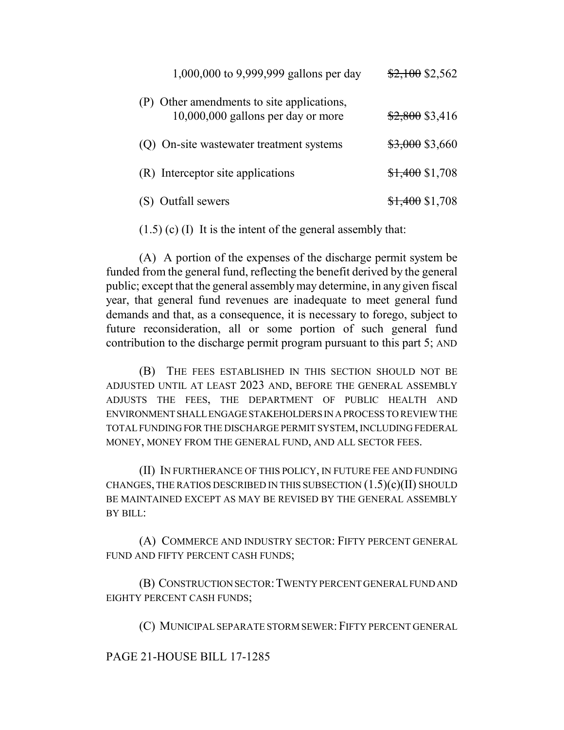| | |
|---|---|
| 1,000,000 to 9,999,999 gallons per day | ~~$2,100~~ $2,562 |
| (P) Other amendments to site applications, 10,000,000 gallons per day or more | ~~$2,800~~ $3,416 |
| (Q) On-site wastewater treatment systems | ~~$3,000~~ $3,660 |
| (R) Interceptor site applications | ~~$1,400~~ $1,708 |
| (S) Outfall sewers | ~~$1,400~~ $1,708 |

(1.5) (c) (I) It is the intent of the general assembly that:

(A) A portion of the expenses of the discharge permit system be funded from the general fund, reflecting the benefit derived by the general public; except that the general assembly may determine, in any given fiscal year, that general fund revenues are inadequate to meet general fund demands and that, as a consequence, it is necessary to forego, subject to future reconsideration, all or some portion of such general fund contribution to the discharge permit program pursuant to this part 5; AND

(B) THE FEES ESTABLISHED IN THIS SECTION SHOULD NOT BE ADJUSTED UNTIL AT LEAST 2023 AND, BEFORE THE GENERAL ASSEMBLY ADJUSTS THE FEES, THE DEPARTMENT OF PUBLIC HEALTH AND ENVIRONMENT SHALL ENGAGE STAKEHOLDERS IN A PROCESS TO REVIEW THE TOTAL FUNDING FOR THE DISCHARGE PERMIT SYSTEM, INCLUDING FEDERAL MONEY, MONEY FROM THE GENERAL FUND, AND ALL SECTOR FEES.

(II) IN FURTHERANCE OF THIS POLICY, IN FUTURE FEE AND FUNDING CHANGES, THE RATIOS DESCRIBED IN THIS SUBSECTION (1.5)(c)(II) SHOULD BE MAINTAINED EXCEPT AS MAY BE REVISED BY THE GENERAL ASSEMBLY BY BILL:

(A) COMMERCE AND INDUSTRY SECTOR: FIFTY PERCENT GENERAL FUND AND FIFTY PERCENT CASH FUNDS;

(B) CONSTRUCTION SECTOR: TWENTY PERCENT GENERAL FUND AND EIGHTY PERCENT CASH FUNDS;

(C) MUNICIPAL SEPARATE STORM SEWER: FIFTY PERCENT GENERAL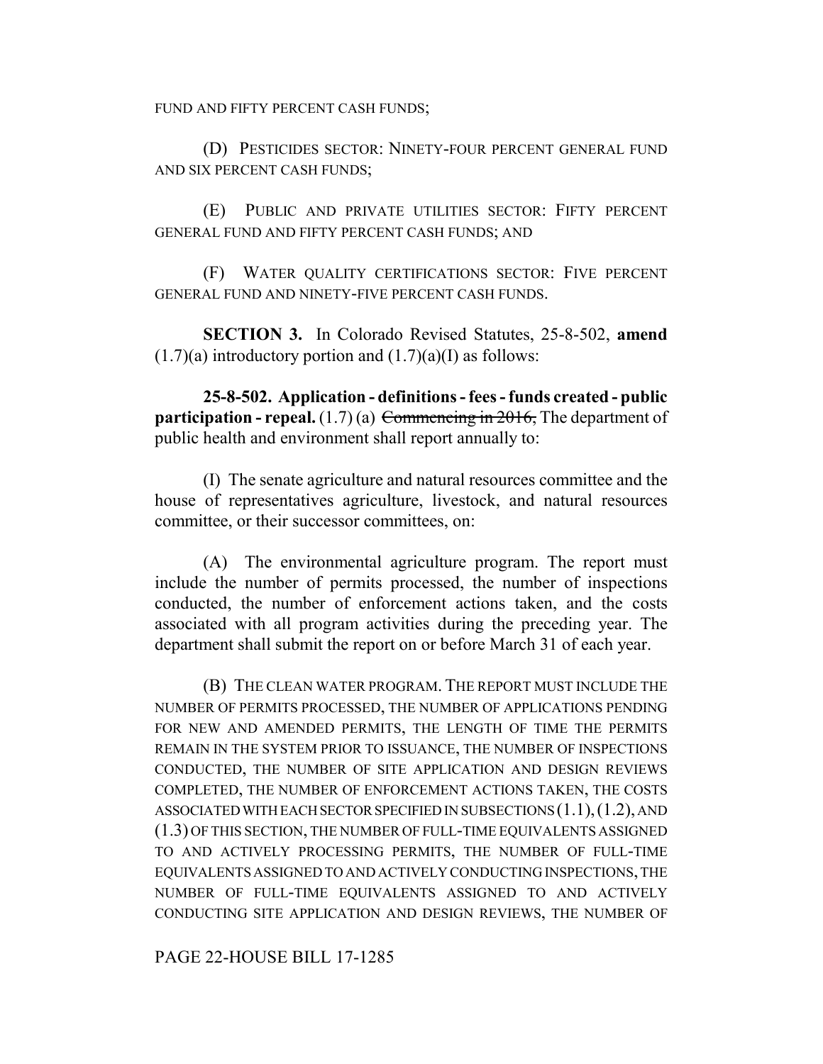FUND AND FIFTY PERCENT CASH FUNDS;

(D) PESTICIDES SECTOR: NINETY-FOUR PERCENT GENERAL FUND AND SIX PERCENT CASH FUNDS;

(E) PUBLIC AND PRIVATE UTILITIES SECTOR: FIFTY PERCENT GENERAL FUND AND FIFTY PERCENT CASH FUNDS; AND

(F) WATER QUALITY CERTIFICATIONS SECTOR: FIVE PERCENT GENERAL FUND AND NINETY-FIVE PERCENT CASH FUNDS.

**SECTION 3.** In Colorado Revised Statutes, 25-8-502, **amend** (1.7)(a) introductory portion and (1.7)(a)(I) as follows:

**25-8-502. Application - definitions - fees - funds created - public participation - repeal.** (1.7) (a) ~~Commencing in 2016,~~ The department of public health and environment shall report annually to:

(I) The senate agriculture and natural resources committee and the house of representatives agriculture, livestock, and natural resources committee, or their successor committees, on:

(A) The environmental agriculture program. The report must include the number of permits processed, the number of inspections conducted, the number of enforcement actions taken, and the costs associated with all program activities during the preceding year. The department shall submit the report on or before March 31 of each year.

(B) THE CLEAN WATER PROGRAM. THE REPORT MUST INCLUDE THE NUMBER OF PERMITS PROCESSED, THE NUMBER OF APPLICATIONS PENDING FOR NEW AND AMENDED PERMITS, THE LENGTH OF TIME THE PERMITS REMAIN IN THE SYSTEM PRIOR TO ISSUANCE, THE NUMBER OF INSPECTIONS CONDUCTED, THE NUMBER OF SITE APPLICATION AND DESIGN REVIEWS COMPLETED, THE NUMBER OF ENFORCEMENT ACTIONS TAKEN, THE COSTS ASSOCIATED WITH EACH SECTOR SPECIFIED IN SUBSECTIONS (1.1), (1.2), AND (1.3) OF THIS SECTION, THE NUMBER OF FULL-TIME EQUIVALENTS ASSIGNED TO AND ACTIVELY PROCESSING PERMITS, THE NUMBER OF FULL-TIME EQUIVALENTS ASSIGNED TO AND ACTIVELY CONDUCTING INSPECTIONS, THE NUMBER OF FULL-TIME EQUIVALENTS ASSIGNED TO AND ACTIVELY CONDUCTING SITE APPLICATION AND DESIGN REVIEWS, THE NUMBER OF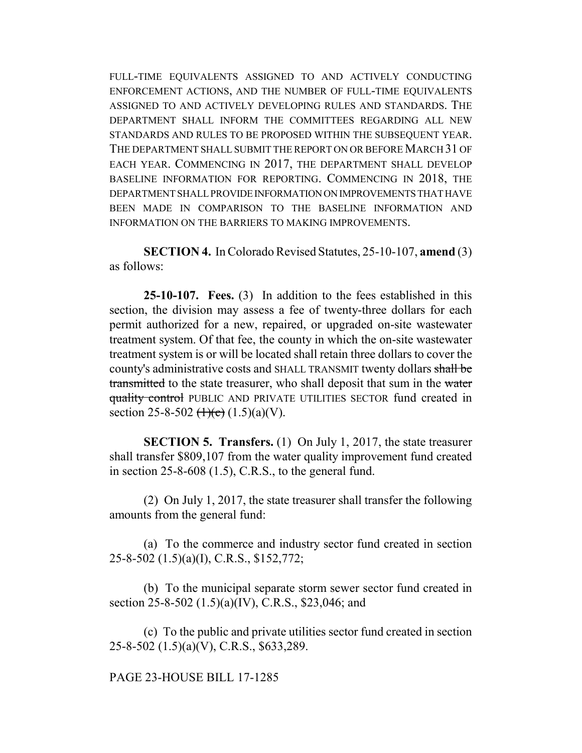FULL-TIME EQUIVALENTS ASSIGNED TO AND ACTIVELY CONDUCTING ENFORCEMENT ACTIONS, AND THE NUMBER OF FULL-TIME EQUIVALENTS ASSIGNED TO AND ACTIVELY DEVELOPING RULES AND STANDARDS. THE DEPARTMENT SHALL INFORM THE COMMITTEES REGARDING ALL NEW STANDARDS AND RULES TO BE PROPOSED WITHIN THE SUBSEQUENT YEAR. THE DEPARTMENT SHALL SUBMIT THE REPORT ON OR BEFORE MARCH 31 OF EACH YEAR. COMMENCING IN 2017, THE DEPARTMENT SHALL DEVELOP BASELINE INFORMATION FOR REPORTING. COMMENCING IN 2018, THE DEPARTMENT SHALL PROVIDE INFORMATION ON IMPROVEMENTS THAT HAVE BEEN MADE IN COMPARISON TO THE BASELINE INFORMATION AND INFORMATION ON THE BARRIERS TO MAKING IMPROVEMENTS.

**SECTION 4.** In Colorado Revised Statutes, 25-10-107, **amend** (3) as follows:

**25-10-107. Fees.** (3) In addition to the fees established in this section, the division may assess a fee of twenty-three dollars for each permit authorized for a new, repaired, or upgraded on-site wastewater treatment system. Of that fee, the county in which the on-site wastewater treatment system is or will be located shall retain three dollars to cover the county's administrative costs and SHALL TRANSMIT twenty dollars ~~shall be transmitted~~ to the state treasurer, who shall deposit that sum in the ~~water quality control~~ PUBLIC AND PRIVATE UTILITIES SECTOR fund created in section 25-8-502 ~~(1)(c)~~ (1.5)(a)(V).

**SECTION 5. Transfers.** (1) On July 1, 2017, the state treasurer shall transfer $809,107 from the water quality improvement fund created in section 25-8-608 (1.5), C.R.S., to the general fund.

(2) On July 1, 2017, the state treasurer shall transfer the following amounts from the general fund:

(a) To the commerce and industry sector fund created in section 25-8-502 (1.5)(a)(I), C.R.S., $152,772;

(b) To the municipal separate storm sewer sector fund created in section 25-8-502 (1.5)(a)(IV), C.R.S., $23,046; and

(c) To the public and private utilities sector fund created in section 25-8-502 (1.5)(a)(V), C.R.S., $633,289.

PAGE 23-HOUSE BILL 17-1285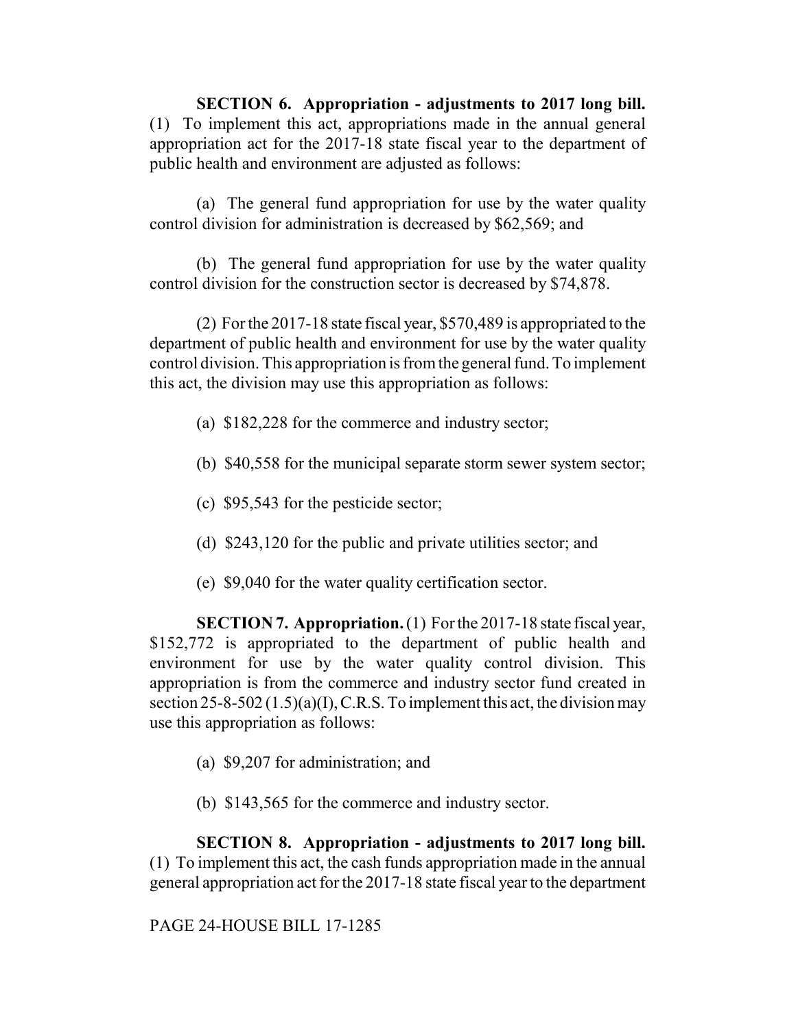**SECTION 6. Appropriation - adjustments to 2017 long bill.** (1) To implement this act, appropriations made in the annual general appropriation act for the 2017-18 state fiscal year to the department of public health and environment are adjusted as follows:

(a) The general fund appropriation for use by the water quality control division for administration is decreased by $62,569; and

(b) The general fund appropriation for use by the water quality control division for the construction sector is decreased by $74,878.

(2) For the 2017-18 state fiscal year, $570,489 is appropriated to the department of public health and environment for use by the water quality control division. This appropriation is from the general fund. To implement this act, the division may use this appropriation as follows:

(a) $182,228 for the commerce and industry sector;

(b) $40,558 for the municipal separate storm sewer system sector;

(c) $95,543 for the pesticide sector;

(d) $243,120 for the public and private utilities sector; and

(e) $9,040 for the water quality certification sector.

**SECTION 7. Appropriation.** (1) For the 2017-18 state fiscal year, $152,772 is appropriated to the department of public health and environment for use by the water quality control division. This appropriation is from the commerce and industry sector fund created in section 25-8-502 (1.5)(a)(I), C.R.S. To implement this act, the division may use this appropriation as follows:

(a) $9,207 for administration; and

(b) $143,565 for the commerce and industry sector.

**SECTION 8. Appropriation - adjustments to 2017 long bill.** (1) To implement this act, the cash funds appropriation made in the annual general appropriation act for the 2017-18 state fiscal year to the department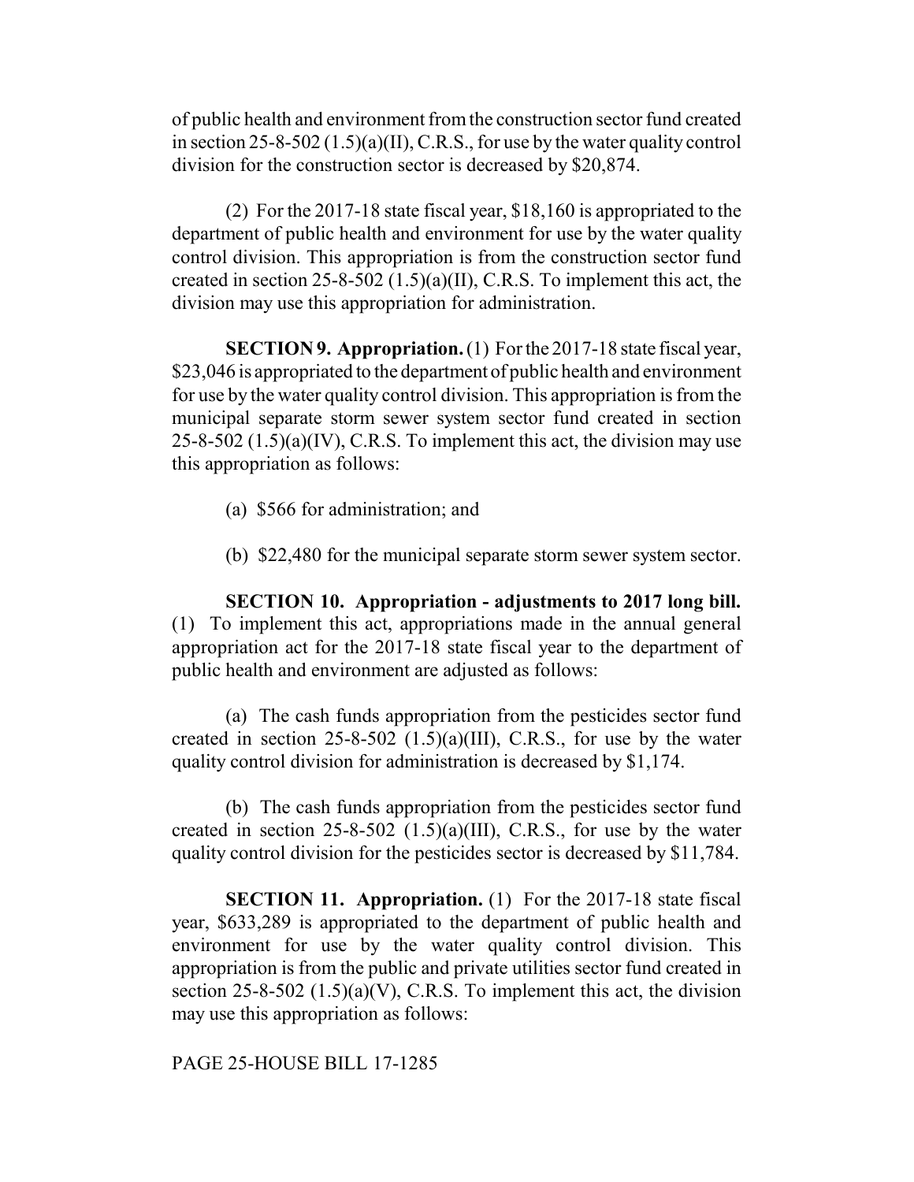of public health and environment from the construction sector fund created in section 25-8-502 (1.5)(a)(II), C.R.S., for use by the water quality control division for the construction sector is decreased by $20,874.

(2) For the 2017-18 state fiscal year, $18,160 is appropriated to the department of public health and environment for use by the water quality control division. This appropriation is from the construction sector fund created in section 25-8-502 (1.5)(a)(II), C.R.S. To implement this act, the division may use this appropriation for administration.

**SECTION 9. Appropriation.** (1) For the 2017-18 state fiscal year, $23,046 is appropriated to the department of public health and environment for use by the water quality control division. This appropriation is from the municipal separate storm sewer system sector fund created in section 25-8-502 (1.5)(a)(IV), C.R.S. To implement this act, the division may use this appropriation as follows:

(a) $566 for administration; and

(b) $22,480 for the municipal separate storm sewer system sector.

**SECTION 10. Appropriation - adjustments to 2017 long bill.** (1) To implement this act, appropriations made in the annual general appropriation act for the 2017-18 state fiscal year to the department of public health and environment are adjusted as follows:

(a) The cash funds appropriation from the pesticides sector fund created in section 25-8-502 (1.5)(a)(III), C.R.S., for use by the water quality control division for administration is decreased by $1,174.

(b) The cash funds appropriation from the pesticides sector fund created in section 25-8-502 (1.5)(a)(III), C.R.S., for use by the water quality control division for the pesticides sector is decreased by $11,784.

**SECTION 11. Appropriation.** (1) For the 2017-18 state fiscal year, $633,289 is appropriated to the department of public health and environment for use by the water quality control division. This appropriation is from the public and private utilities sector fund created in section 25-8-502 (1.5)(a)(V), C.R.S. To implement this act, the division may use this appropriation as follows: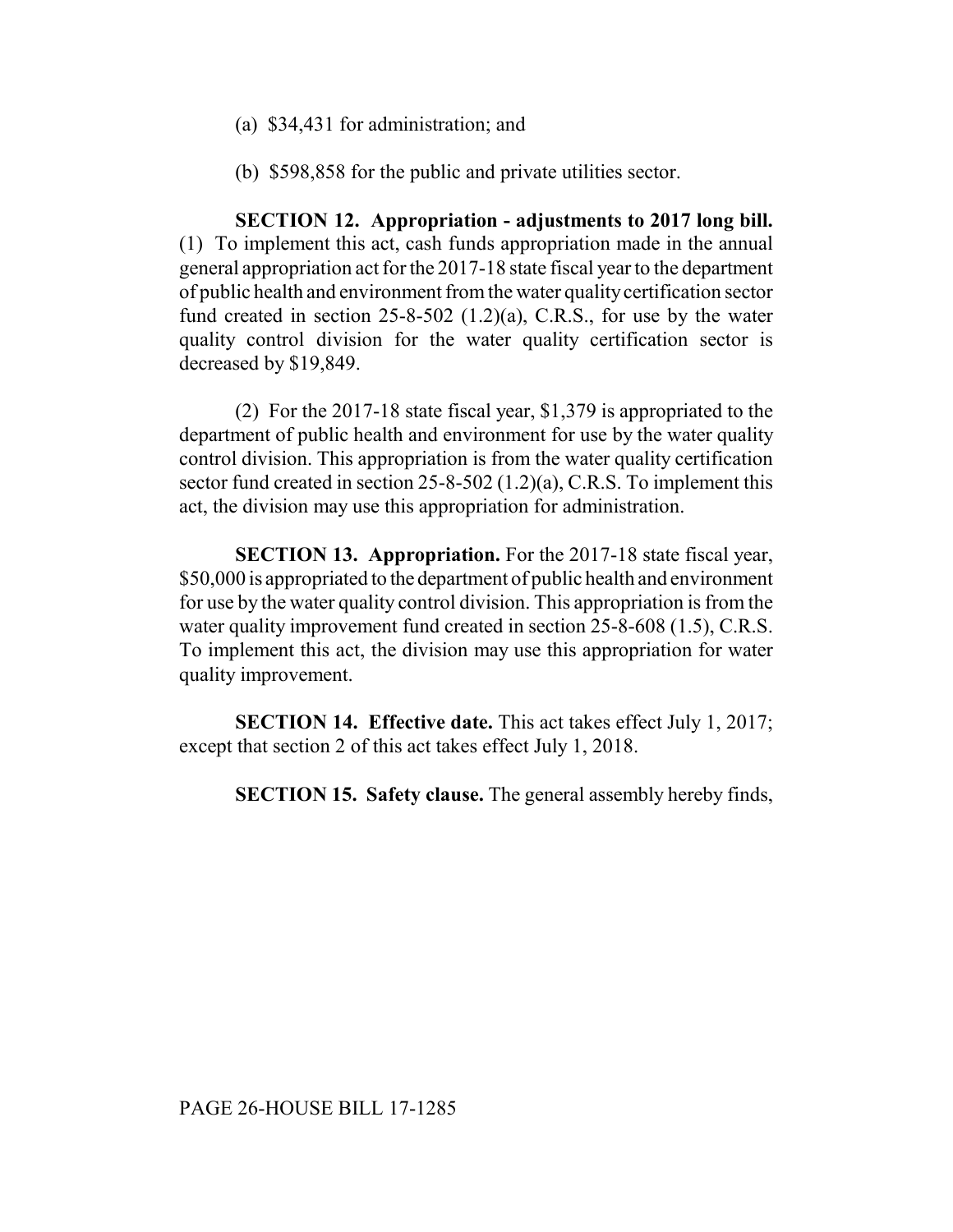(a) $34,431 for administration; and

(b) $598,858 for the public and private utilities sector.

**SECTION 12. Appropriation - adjustments to 2017 long bill.** (1) To implement this act, cash funds appropriation made in the annual general appropriation act for the 2017-18 state fiscal year to the department of public health and environment from the water quality certification sector fund created in section 25-8-502 (1.2)(a), C.R.S., for use by the water quality control division for the water quality certification sector is decreased by $19,849.

(2) For the 2017-18 state fiscal year, $1,379 is appropriated to the department of public health and environment for use by the water quality control division. This appropriation is from the water quality certification sector fund created in section 25-8-502 (1.2)(a), C.R.S. To implement this act, the division may use this appropriation for administration.

**SECTION 13. Appropriation.** For the 2017-18 state fiscal year, $50,000 is appropriated to the department of public health and environment for use by the water quality control division. This appropriation is from the water quality improvement fund created in section 25-8-608 (1.5), C.R.S. To implement this act, the division may use this appropriation for water quality improvement.

**SECTION 14. Effective date.** This act takes effect July 1, 2017; except that section 2 of this act takes effect July 1, 2018.

**SECTION 15. Safety clause.** The general assembly hereby finds,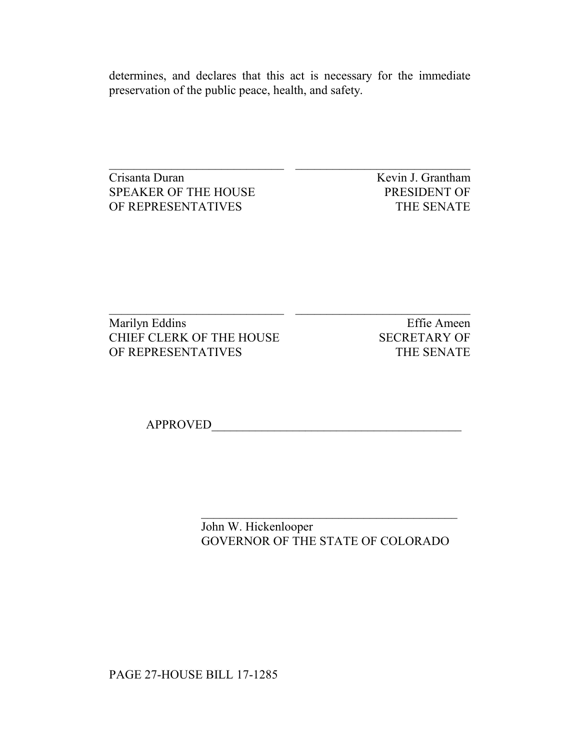determines, and declares that this act is necessary for the immediate preservation of the public peace, health, and safety.

| | |
|---|---|
| ____________________________ | ____________________________ |
| Crisanta Duran | Kevin J. Grantham |
| SPEAKER OF THE HOUSE | PRESIDENT OF |
| OF REPRESENTATIVES | THE SENATE |

| | |
|---|---|
| ____________________________ | ____________________________ |
| Marilyn Eddins | Effie Ameen |
| CHIEF CLERK OF THE HOUSE | SECRETARY OF |
| OF REPRESENTATIVES | THE SENATE |

APPROVED________________________________________

____________________________________________

John W. Hickenlooper
GOVERNOR OF THE STATE OF COLORADO

PAGE 27-HOUSE BILL 17-1285